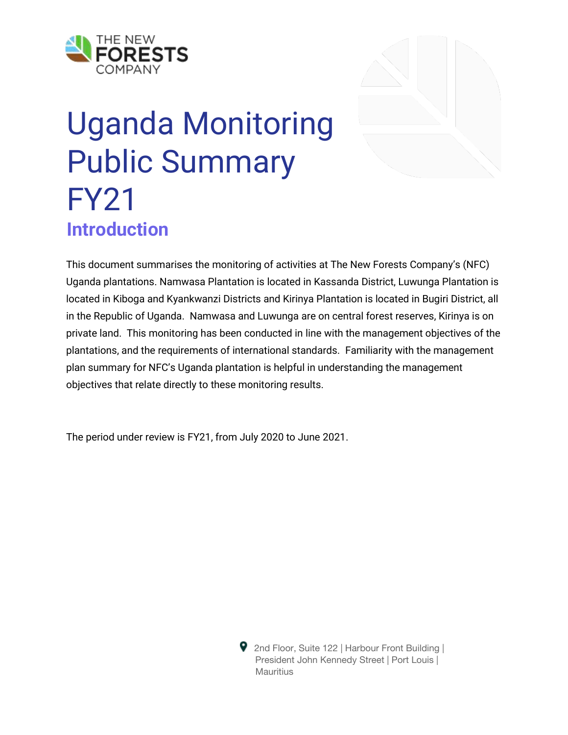# Uganda Monitoring Public Summary FY21

## Introduction

This document summarises the monitoring of activities at The New Forests Company's (NFC) Uganda plantations. Namwasa Plantation is located in Kassanda District, Luwunga Plantation is located in Kiboga and Kyankwanzi Districts and Kirinya Plantation is located in Bugiri District, all in the Republic of Uganda. Namwasa and Luwunga are on central forest reserves, Kirinya is on private land. This monitoring has been conducted in line with the management objectives of the plantations, and the requirements of international standards. Familiarity with the management plan summary for NFC's Uganda plantation is helpful in understanding the management objectives that relate directly to these monitoring results.

The period under review is FY21, from July 2020 to June 2021.

2nd Floor, Suite 122 | Harbour Front Building | President John Kennedy Street | Port Louis | Mauritius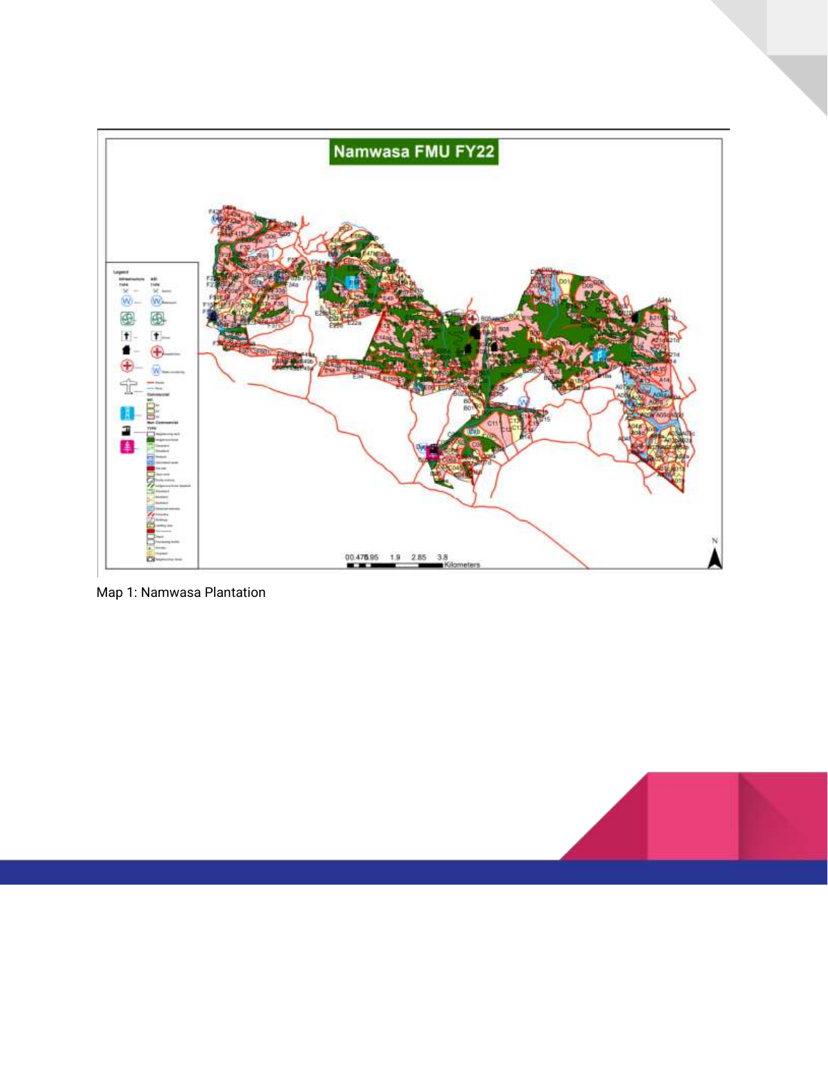Map 1: Namwasa Plantation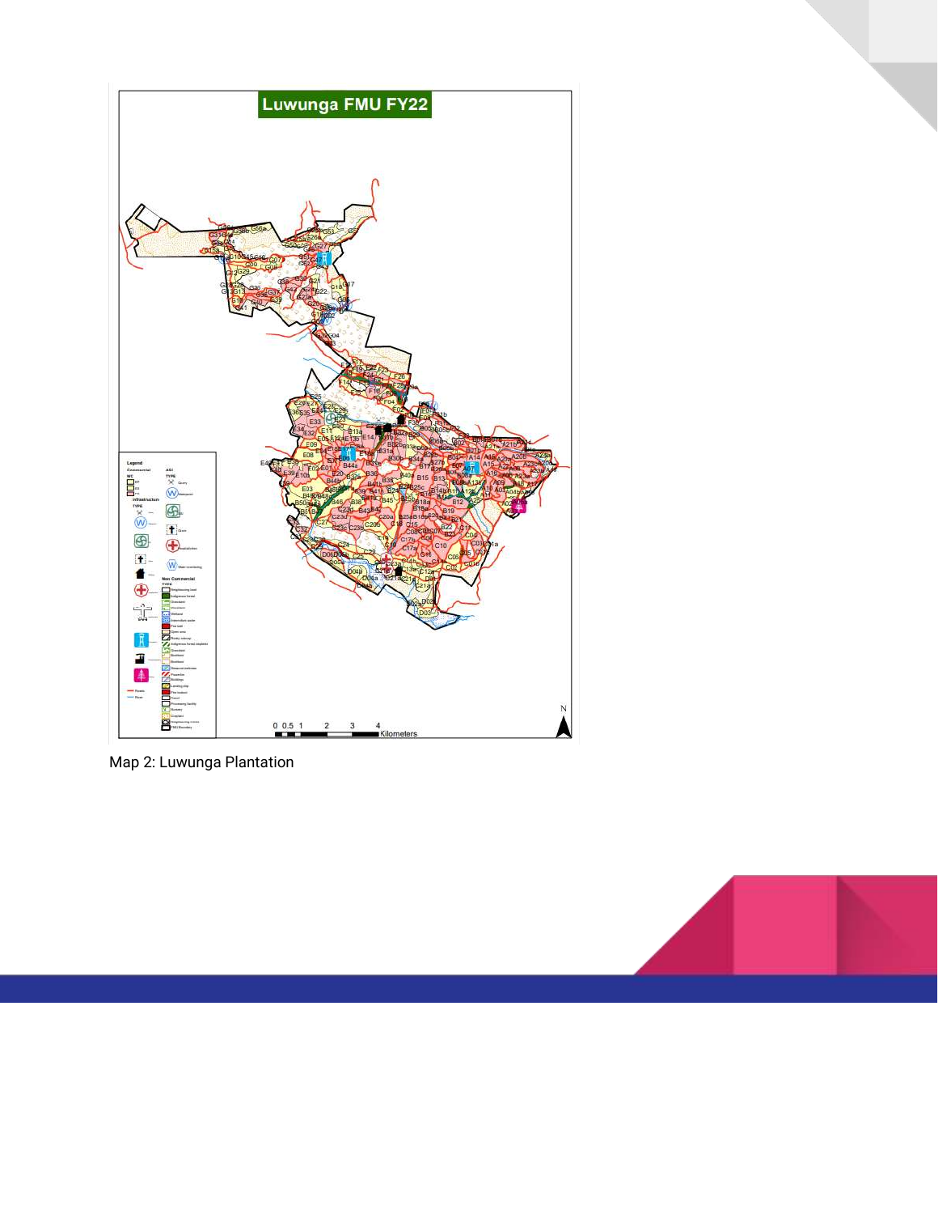Map 2: Luwunga Plantation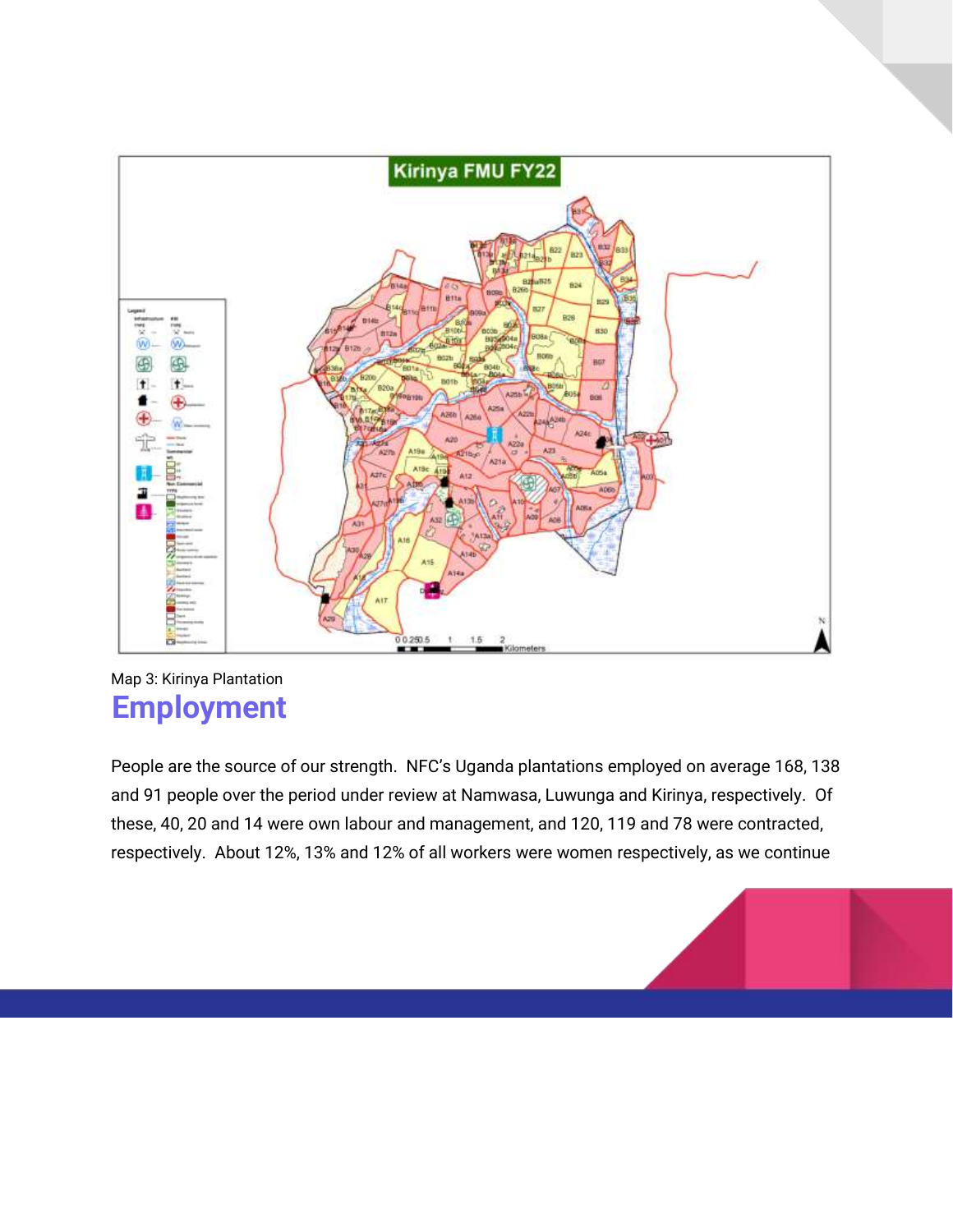Map 3: Kirinya Plantation

# Employment

People are the source of our strength. NFC's Uganda plantations employed on average 168, 138 and 91 people over the period under review at Namwasa, Luwunga and Kirinya, respectively. Of these, 40, 20 and 14 were own labour and management, and 120, 119 and 78 were contracted, respectively. About 12%, 13% and 12% of all workers were women respectively, as we continue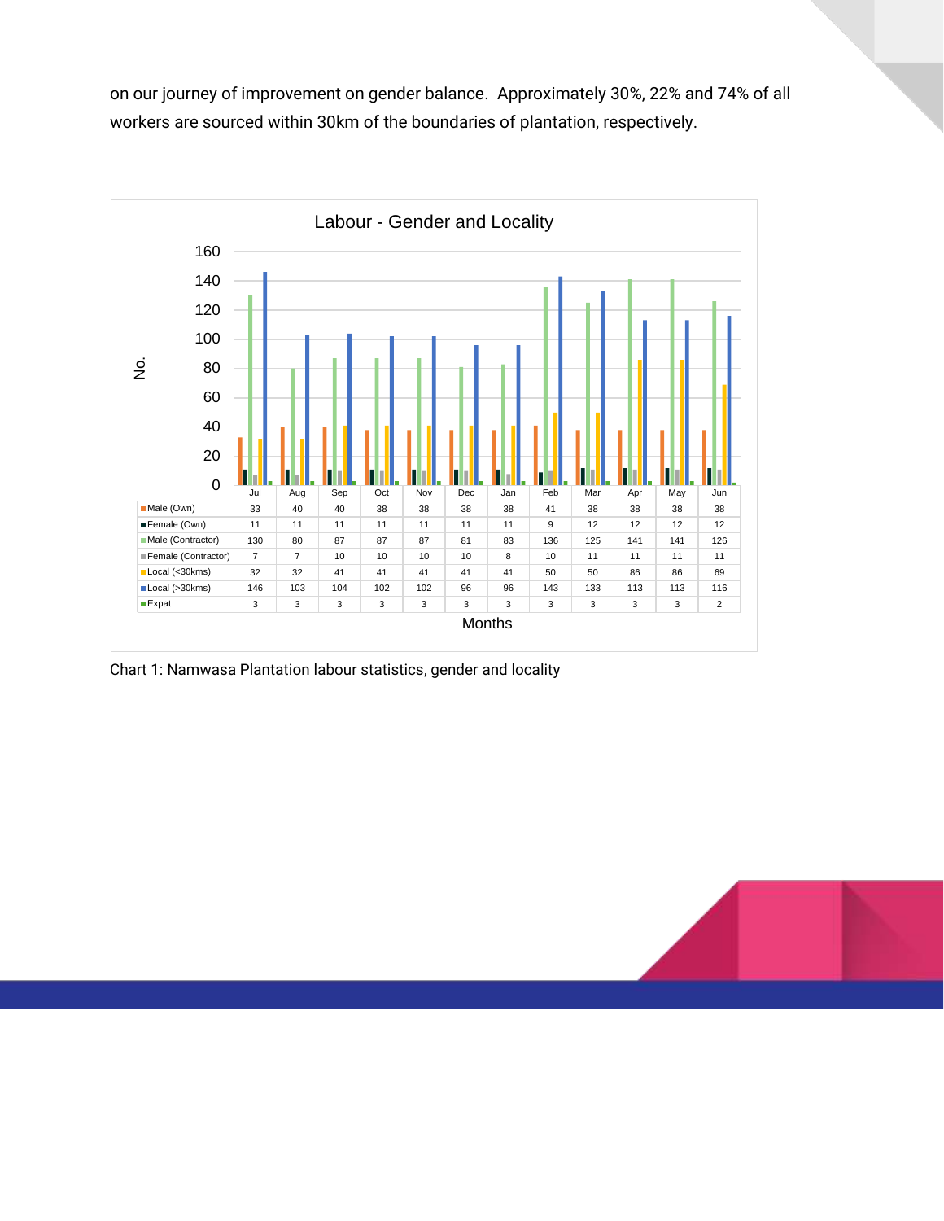on our journey of improvement on gender balance. Approximately 30%, 22% and 74% of all workers are sourced within 30km of the boundaries of plantation, respectively.

**Labour - Gender and Locality**

| | Jul | Aug | Sep | Oct | Nov | Dec | Jan | Feb | Mar | Apr | May | Jun |
|---|---|---|---|---|---|---|---|---|---|---|---|---|
| Male (Own) | 33 | 40 | 40 | 38 | 38 | 38 | 38 | 41 | 38 | 38 | 38 | 38 |
| Female (Own) | 11 | 11 | 11 | 11 | 11 | 11 | 11 | 9 | 12 | 12 | 12 | 12 |
| Male (Contractor) | 130 | 80 | 87 | 87 | 87 | 81 | 83 | 136 | 125 | 141 | 141 | 126 |
| Female (Contractor) | 7 | 7 | 10 | 10 | 10 | 10 | 8 | 10 | 11 | 11 | 11 | 11 |
| Local (<30kms) | 32 | 32 | 41 | 41 | 41 | 41 | 41 | 50 | 50 | 86 | 86 | 69 |
| Local (>30kms) | 146 | 103 | 104 | 102 | 102 | 96 | 96 | 143 | 133 | 113 | 113 | 116 |
| Expat | 3 | 3 | 3 | 3 | 3 | 3 | 3 | 3 | 3 | 3 | 3 | 2 |

Chart 1: Namwasa Plantation labour statistics, gender and locality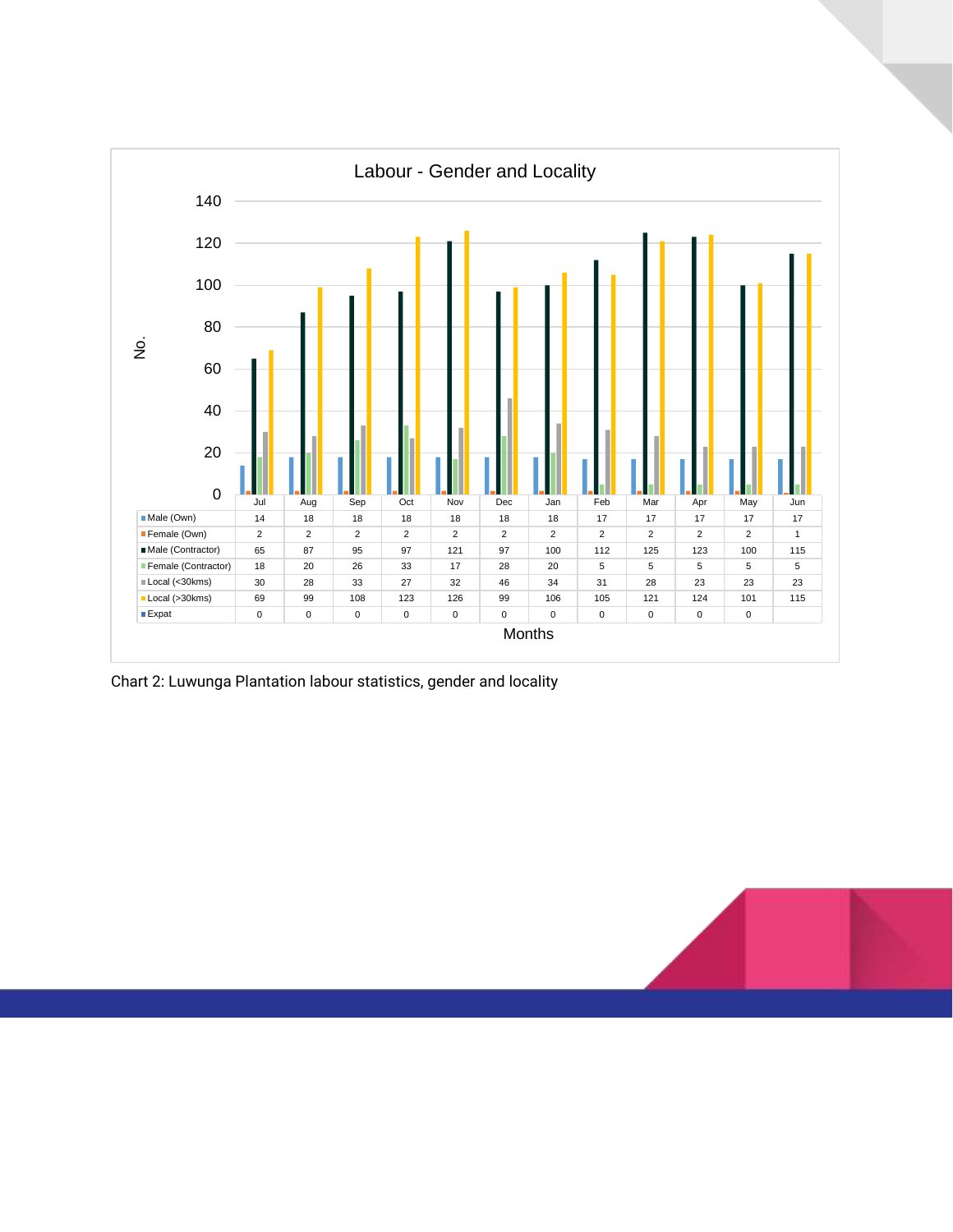**Labour - Gender and Locality**

| | Jul | Aug | Sep | Oct | Nov | Dec | Jan | Feb | Mar | Apr | May | Jun |
|---|---|---|---|---|---|---|---|---|---|---|---|---|
| Male (Own) | 14 | 18 | 18 | 18 | 18 | 18 | 18 | 17 | 17 | 17 | 17 | 17 |
| Female (Own) | 2 | 2 | 2 | 2 | 2 | 2 | 2 | 2 | 2 | 2 | 2 | 1 |
| Male (Contractor) | 65 | 87 | 95 | 97 | 121 | 97 | 100 | 112 | 125 | 123 | 100 | 115 |
| Female (Contractor) | 18 | 20 | 26 | 33 | 17 | 28 | 20 | 5 | 5 | 5 | 5 | 5 |
| Local (<30kms) | 30 | 28 | 33 | 27 | 32 | 46 | 34 | 31 | 28 | 23 | 23 | 23 |
| Local (>30kms) | 69 | 99 | 108 | 123 | 126 | 99 | 106 | 105 | 121 | 124 | 101 | 115 |
| Expat | 0 | 0 | 0 | 0 | 0 | 0 | 0 | 0 | 0 | 0 | 0 | |

Chart 2: Luwunga Plantation labour statistics, gender and locality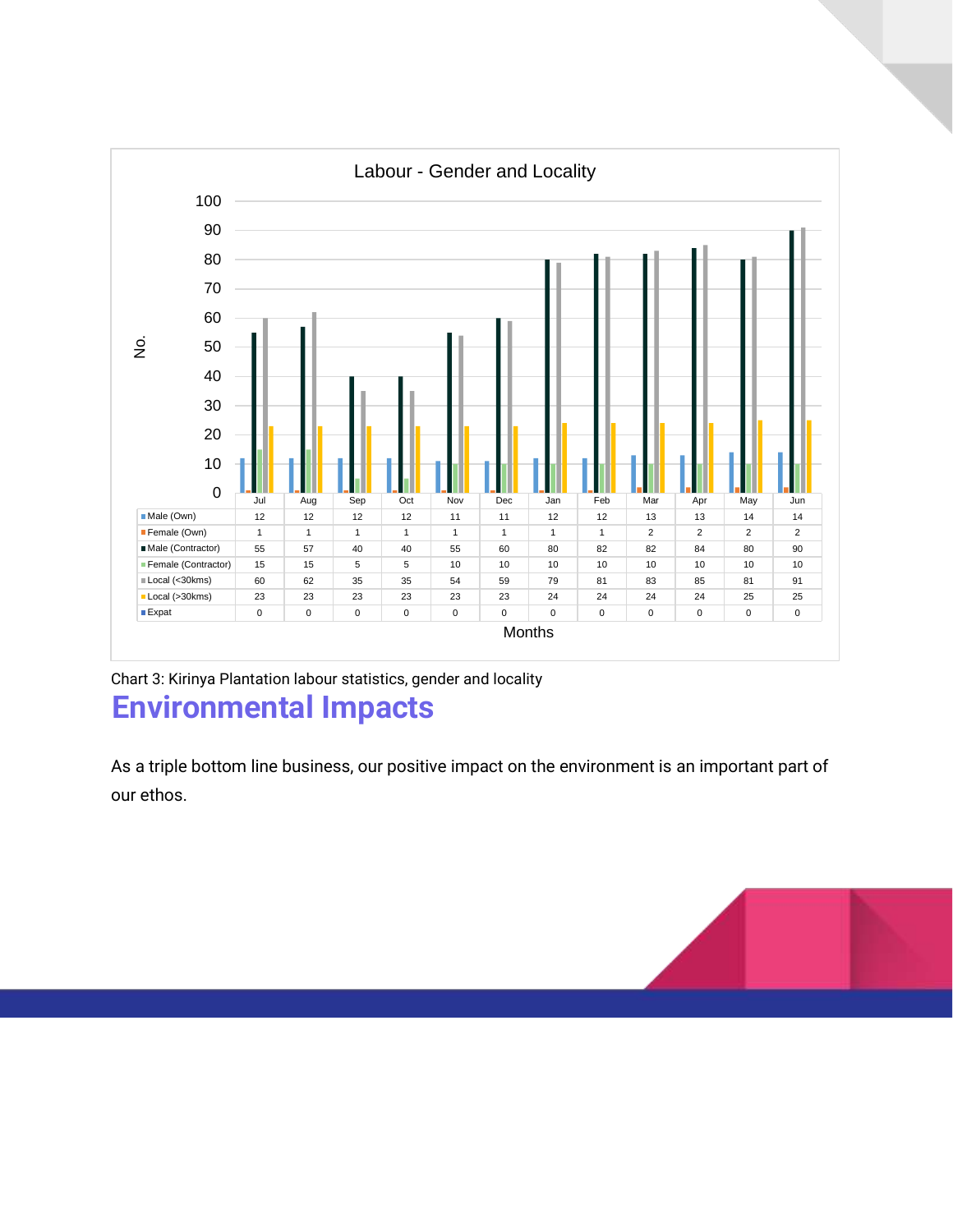**Labour - Gender and Locality**

| | Jul | Aug | Sep | Oct | Nov | Dec | Jan | Feb | Mar | Apr | May | Jun |
|---|---|---|---|---|---|---|---|---|---|---|---|---|
| Male (Own) | 12 | 12 | 12 | 12 | 11 | 11 | 12 | 12 | 13 | 13 | 14 | 14 |
| Female (Own) | 1 | 1 | 1 | 1 | 1 | 1 | 1 | 1 | 2 | 2 | 2 | 2 |
| Male (Contractor) | 55 | 57 | 40 | 40 | 55 | 60 | 80 | 82 | 82 | 84 | 80 | 90 |
| Female (Contractor) | 15 | 15 | 5 | 5 | 10 | 10 | 10 | 10 | 10 | 10 | 10 | 10 |
| Local (<30kms) | 60 | 62 | 35 | 35 | 54 | 59 | 79 | 81 | 83 | 85 | 81 | 91 |
| Local (>30kms) | 23 | 23 | 23 | 23 | 23 | 23 | 24 | 24 | 24 | 24 | 25 | 25 |
| Expat | 0 | 0 | 0 | 0 | 0 | 0 | 0 | 0 | 0 | 0 | 0 | 0 |

Chart 3: Kirinya Plantation labour statistics, gender and locality

# Environmental Impacts

As a triple bottom line business, our positive impact on the environment is an important part of our ethos.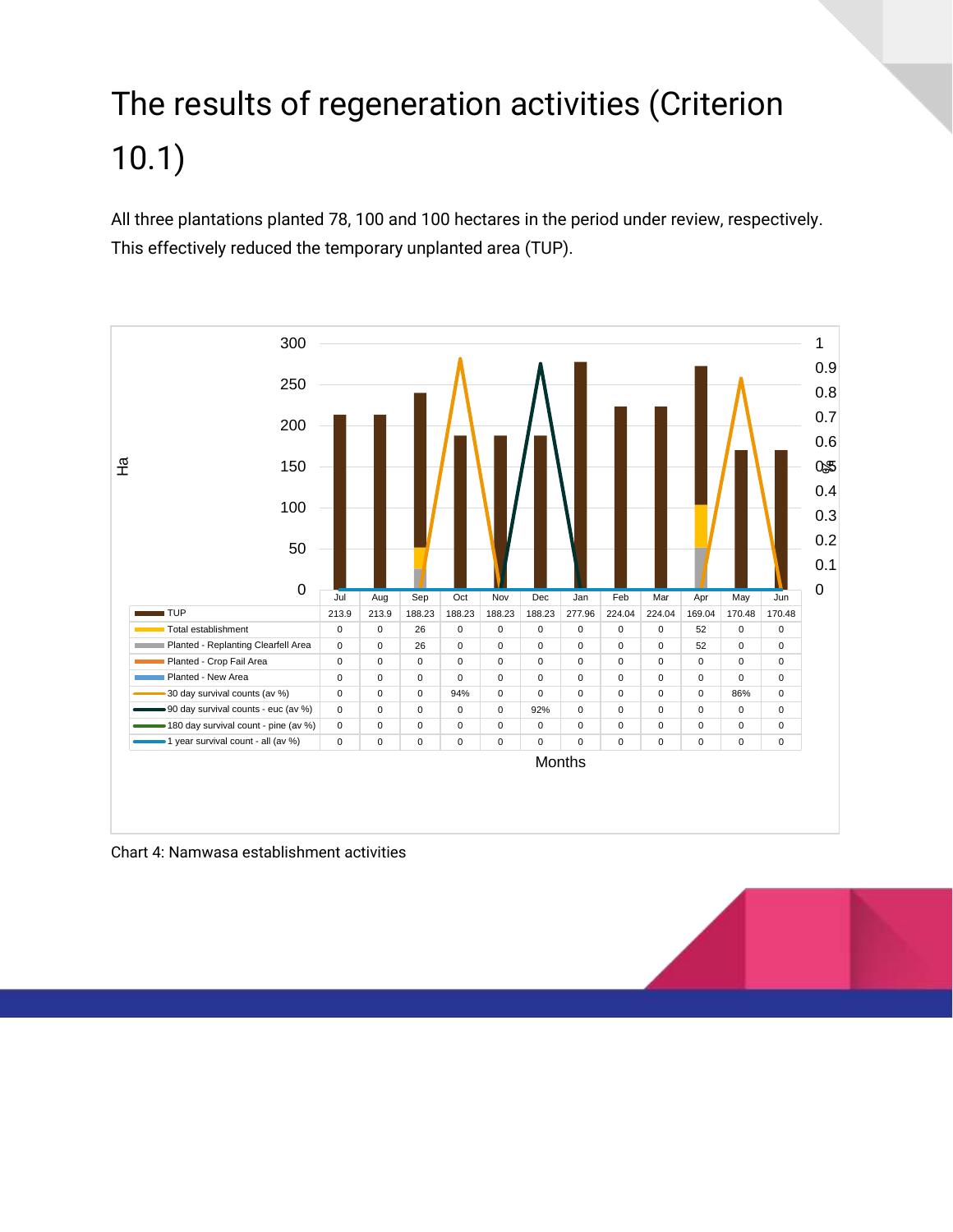# The results of regeneration activities (Criterion 10.1)

All three plantations planted 78, 100 and 100 hectares in the period under review, respectively. This effectively reduced the temporary unplanted area (TUP).

| | Jul | Aug | Sep | Oct | Nov | Dec | Jan | Feb | Mar | Apr | May | Jun |
|---|---|---|---|---|---|---|---|---|---|---|---|---|
| TUP | 213.9 | 213.9 | 188.23 | 188.23 | 188.23 | 188.23 | 277.96 | 224.04 | 224.04 | 169.04 | 170.48 | 170.48 |
| Total establishment | 0 | 0 | 26 | 0 | 0 | 0 | 0 | 0 | 0 | 52 | 0 | 0 |
| Planted - Replanting Clearfell Area | 0 | 0 | 26 | 0 | 0 | 0 | 0 | 0 | 0 | 52 | 0 | 0 |
| Planted - Crop Fail Area | 0 | 0 | 0 | 0 | 0 | 0 | 0 | 0 | 0 | 0 | 0 | 0 |
| Planted - New Area | 0 | 0 | 0 | 0 | 0 | 0 | 0 | 0 | 0 | 0 | 0 | 0 |
| 30 day survival counts (av %) | 0 | 0 | 0 | 94% | 0 | 0 | 0 | 0 | 0 | 0 | 86% | 0 |
| 90 day survival counts - euc (av %) | 0 | 0 | 0 | 0 | 0 | 92% | 0 | 0 | 0 | 0 | 0 | 0 |
| 180 day survival count - pine (av %) | 0 | 0 | 0 | 0 | 0 | 0 | 0 | 0 | 0 | 0 | 0 | 0 |
| 1 year survival count - all (av %) | 0 | 0 | 0 | 0 | 0 | 0 | 0 | 0 | 0 | 0 | 0 | 0 |

Chart 4: Namwasa establishment activities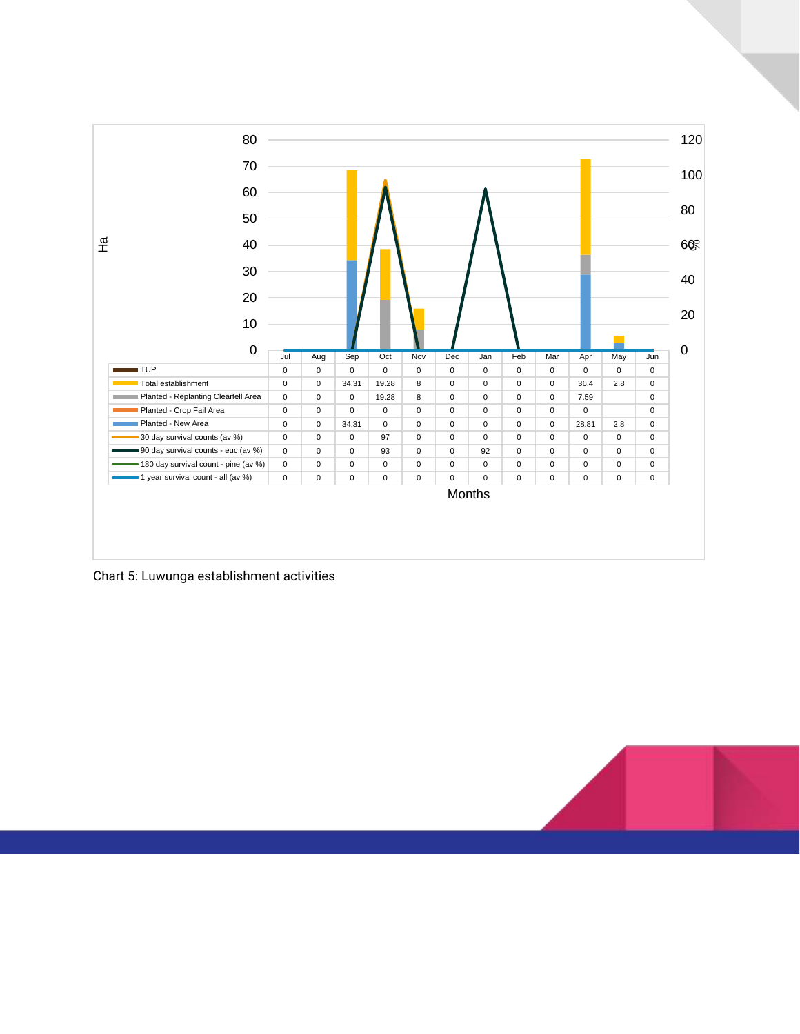| | Jul | Aug | Sep | Oct | Nov | Dec | Jan | Feb | Mar | Apr | May | Jun |
|---|---|---|---|---|---|---|---|---|---|---|---|---|
| TUP | 0 | 0 | 0 | 0 | 0 | 0 | 0 | 0 | 0 | 0 | 0 | 0 |
| Total establishment | 0 | 0 | 34.31 | 19.28 | 8 | 0 | 0 | 0 | 0 | 36.4 | 2.8 | 0 |
| Planted - Replanting Clearfell Area | 0 | 0 | 0 | 19.28 | 8 | 0 | 0 | 0 | 0 | 7.59 | | 0 |
| Planted - Crop Fail Area | 0 | 0 | 0 | 0 | 0 | 0 | 0 | 0 | 0 | 0 | | 0 |
| Planted - New Area | 0 | 0 | 34.31 | 0 | 0 | 0 | 0 | 0 | 0 | 28.81 | 2.8 | 0 |
| 30 day survival counts (av %) | 0 | 0 | 0 | 97 | 0 | 0 | 0 | 0 | 0 | 0 | 0 | 0 |
| 90 day survival counts - euc (av %) | 0 | 0 | 0 | 93 | 0 | 0 | 92 | 0 | 0 | 0 | 0 | 0 |
| 180 day survival count - pine (av %) | 0 | 0 | 0 | 0 | 0 | 0 | 0 | 0 | 0 | 0 | 0 | 0 |
| 1 year survival count - all (av %) | 0 | 0 | 0 | 0 | 0 | 0 | 0 | 0 | 0 | 0 | 0 | 0 |

Chart 5: Luwunga establishment activities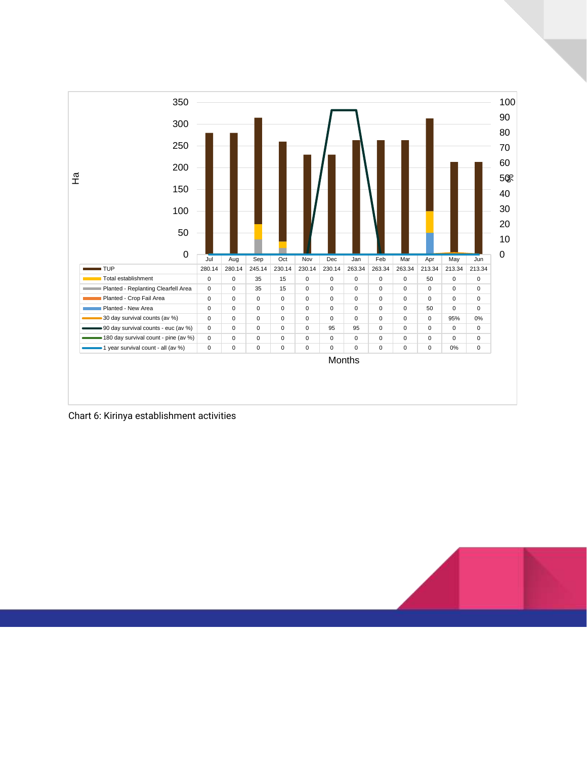| | Jul | Aug | Sep | Oct | Nov | Dec | Jan | Feb | Mar | Apr | May | Jun |
|---|---|---|---|---|---|---|---|---|---|---|---|---|
| TUP | 280.14 | 280.14 | 245.14 | 230.14 | 230.14 | 230.14 | 263.34 | 263.34 | 263.34 | 213.34 | 213.34 | 213.34 |
| Total establishment | 0 | 0 | 35 | 15 | 0 | 0 | 0 | 0 | 0 | 50 | 0 | 0 |
| Planted - Replanting Clearfell Area | 0 | 0 | 35 | 15 | 0 | 0 | 0 | 0 | 0 | 0 | 0 | 0 |
| Planted - Crop Fail Area | 0 | 0 | 0 | 0 | 0 | 0 | 0 | 0 | 0 | 0 | 0 | 0 |
| Planted - New Area | 0 | 0 | 0 | 0 | 0 | 0 | 0 | 0 | 0 | 50 | 0 | 0 |
| 30 day survival counts (av %) | 0 | 0 | 0 | 0 | 0 | 0 | 0 | 0 | 0 | 0 | 95% | 0% |
| 90 day survival counts - euc (av %) | 0 | 0 | 0 | 0 | 0 | 95 | 95 | 0 | 0 | 0 | 0 | 0 |
| 180 day survival count - pine (av %) | 0 | 0 | 0 | 0 | 0 | 0 | 0 | 0 | 0 | 0 | 0 | 0 |
| 1 year survival count - all (av %) | 0 | 0 | 0 | 0 | 0 | 0 | 0 | 0 | 0 | 0 | 0% | 0 |

Chart 6: Kirinya establishment activities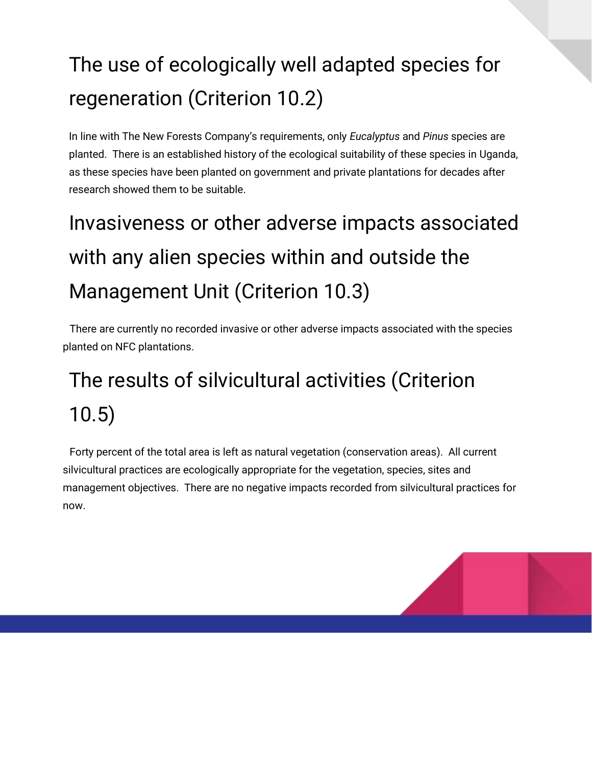# The use of ecologically well adapted species for regeneration (Criterion 10.2)

In line with The New Forests Company's requirements, only *Eucalyptus* and *Pinus* species are planted. There is an established history of the ecological suitability of these species in Uganda, as these species have been planted on government and private plantations for decades after research showed them to be suitable.

# Invasiveness or other adverse impacts associated with any alien species within and outside the Management Unit (Criterion 10.3)

There are currently no recorded invasive or other adverse impacts associated with the species planted on NFC plantations.

# The results of silvicultural activities (Criterion 10.5)

Forty percent of the total area is left as natural vegetation (conservation areas). All current silvicultural practices are ecologically appropriate for the vegetation, species, sites and management objectives. There are no negative impacts recorded from silvicultural practices for now.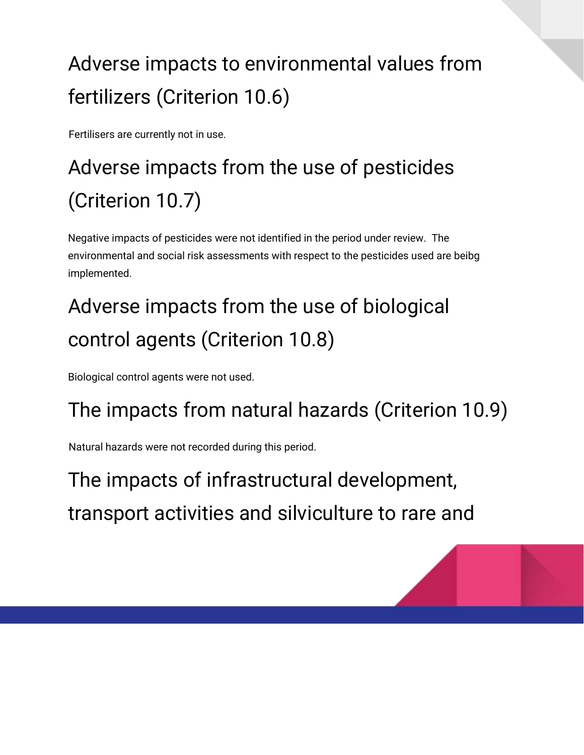## Adverse impacts to environmental values from fertilizers (Criterion 10.6)

Fertilisers are currently not in use.

## Adverse impacts from the use of pesticides (Criterion 10.7)

Negative impacts of pesticides were not identified in the period under review. The environmental and social risk assessments with respect to the pesticides used are beibg implemented.

## Adverse impacts from the use of biological control agents (Criterion 10.8)

Biological control agents were not used.

## The impacts from natural hazards (Criterion 10.9)

Natural hazards were not recorded during this period.

## The impacts of infrastructural development, transport activities and silviculture to rare and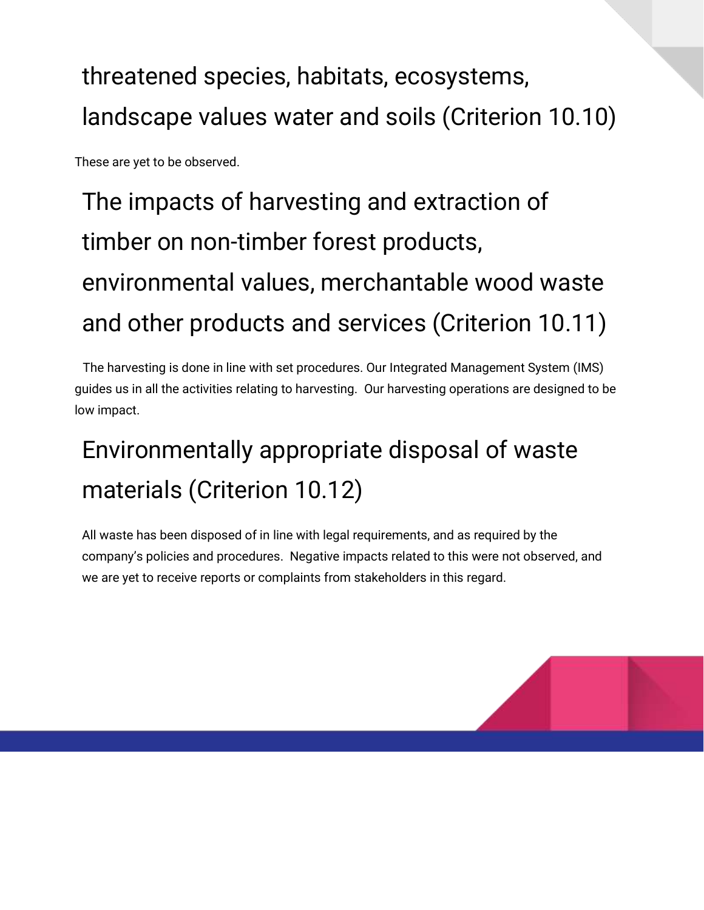## threatened species, habitats, ecosystems, landscape values water and soils (Criterion 10.10)

These are yet to be observed.

## The impacts of harvesting and extraction of timber on non-timber forest products, environmental values, merchantable wood waste and other products and services (Criterion 10.11)

The harvesting is done in line with set procedures. Our Integrated Management System (IMS) guides us in all the activities relating to harvesting. Our harvesting operations are designed to be low impact.

## Environmentally appropriate disposal of waste materials (Criterion 10.12)

All waste has been disposed of in line with legal requirements, and as required by the company's policies and procedures. Negative impacts related to this were not observed, and we are yet to receive reports or complaints from stakeholders in this regard.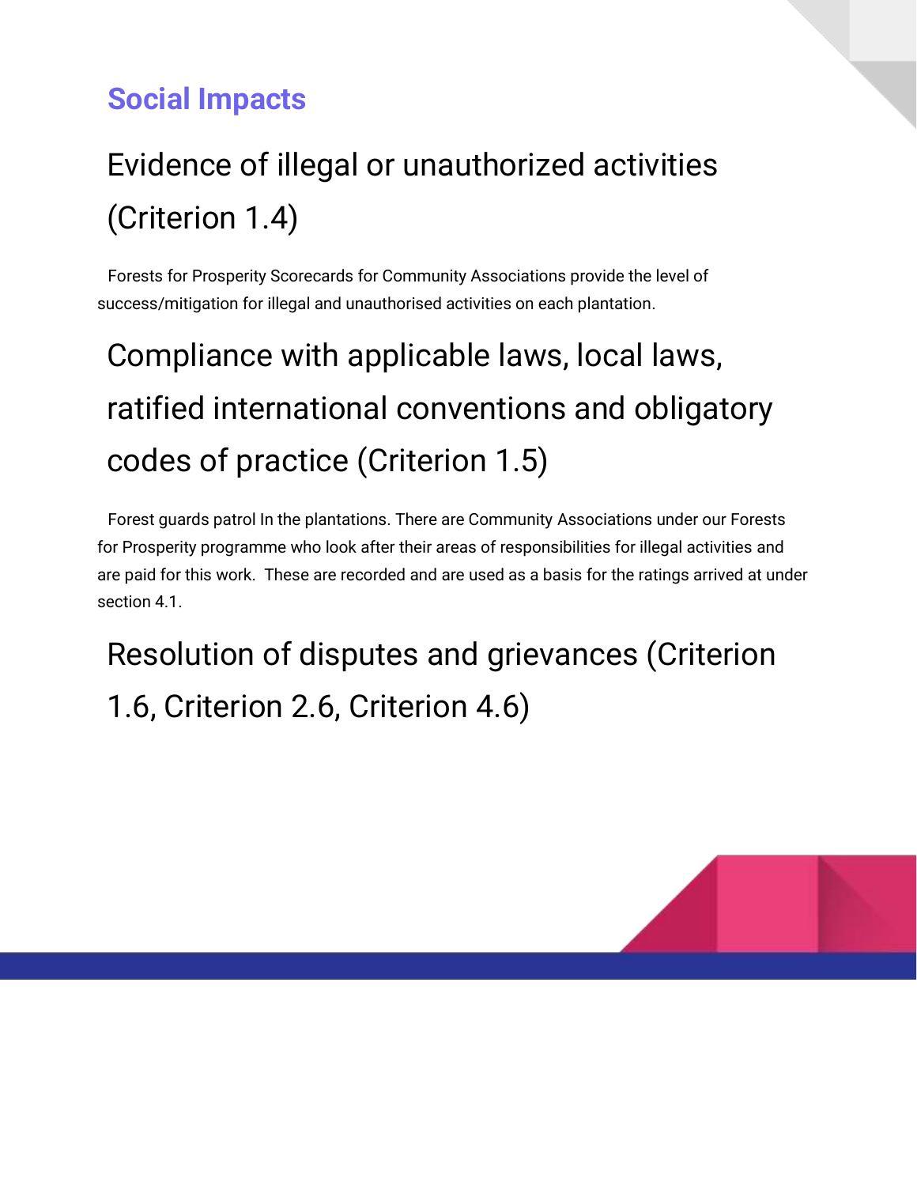## Social Impacts

# Evidence of illegal or unauthorized activities (Criterion 1.4)

Forests for Prosperity Scorecards for Community Associations provide the level of success/mitigation for illegal and unauthorised activities on each plantation.

# Compliance with applicable laws, local laws, ratified international conventions and obligatory codes of practice (Criterion 1.5)

Forest guards patrol In the plantations. There are Community Associations under our Forests for Prosperity programme who look after their areas of responsibilities for illegal activities and are paid for this work. These are recorded and are used as a basis for the ratings arrived at under section 4.1.

# Resolution of disputes and grievances (Criterion 1.6, Criterion 2.6, Criterion 4.6)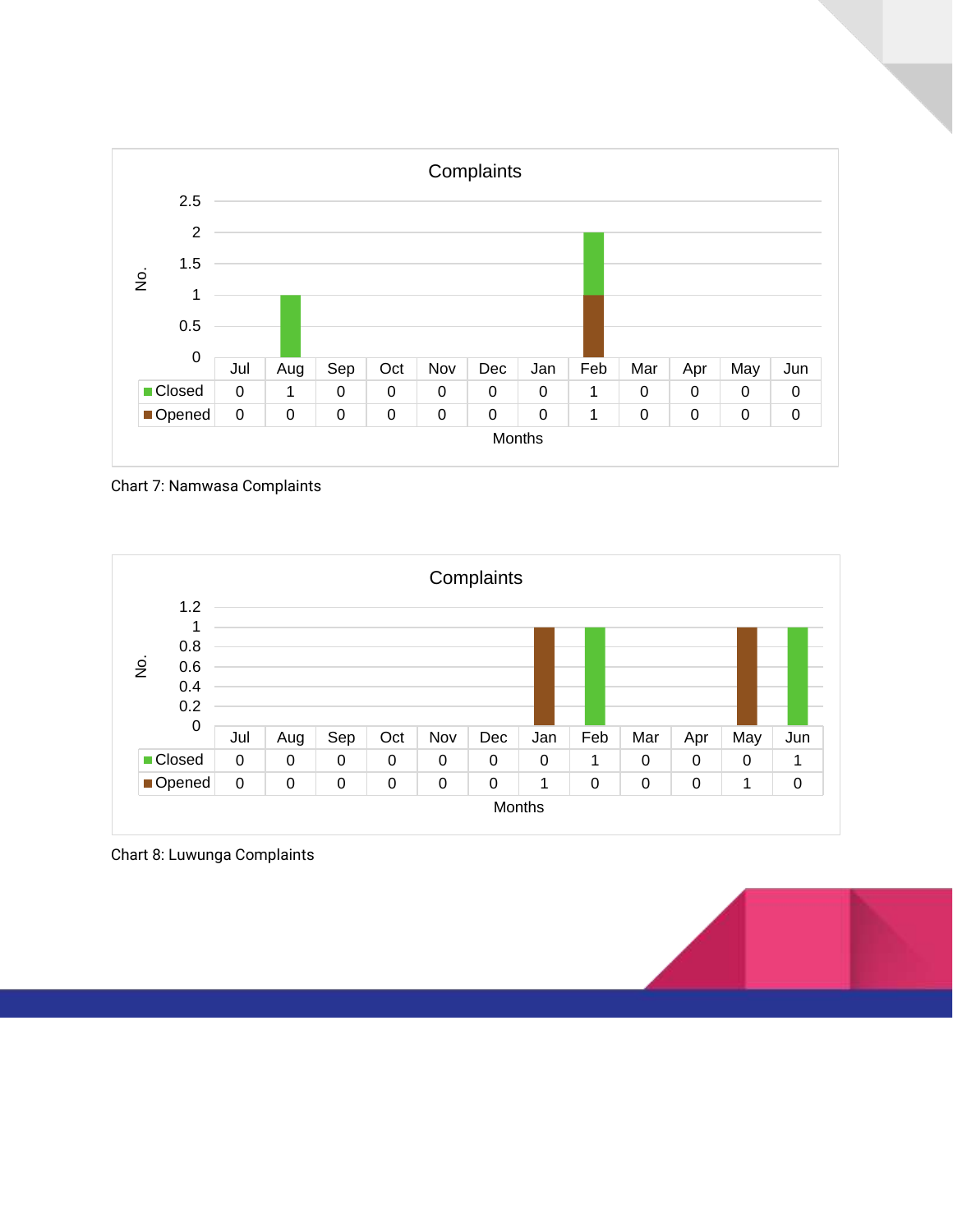**Complaints**

| | Jul | Aug | Sep | Oct | Nov | Dec | Jan | Feb | Mar | Apr | May | Jun |
|---|---|---|---|---|---|---|---|---|---|---|---|---|
| Closed | 0 | 1 | 0 | 0 | 0 | 0 | 0 | 1 | 0 | 0 | 0 | 0 |
| Opened | 0 | 0 | 0 | 0 | 0 | 0 | 0 | 1 | 0 | 0 | 0 | 0 |

Chart 7: Namwasa Complaints

**Complaints**

| | Jul | Aug | Sep | Oct | Nov | Dec | Jan | Feb | Mar | Apr | May | Jun |
|---|---|---|---|---|---|---|---|---|---|---|---|---|
| Closed | 0 | 0 | 0 | 0 | 0 | 0 | 0 | 1 | 0 | 0 | 0 | 1 |
| Opened | 0 | 0 | 0 | 0 | 0 | 0 | 1 | 0 | 0 | 0 | 1 | 0 |

Chart 8: Luwunga Complaints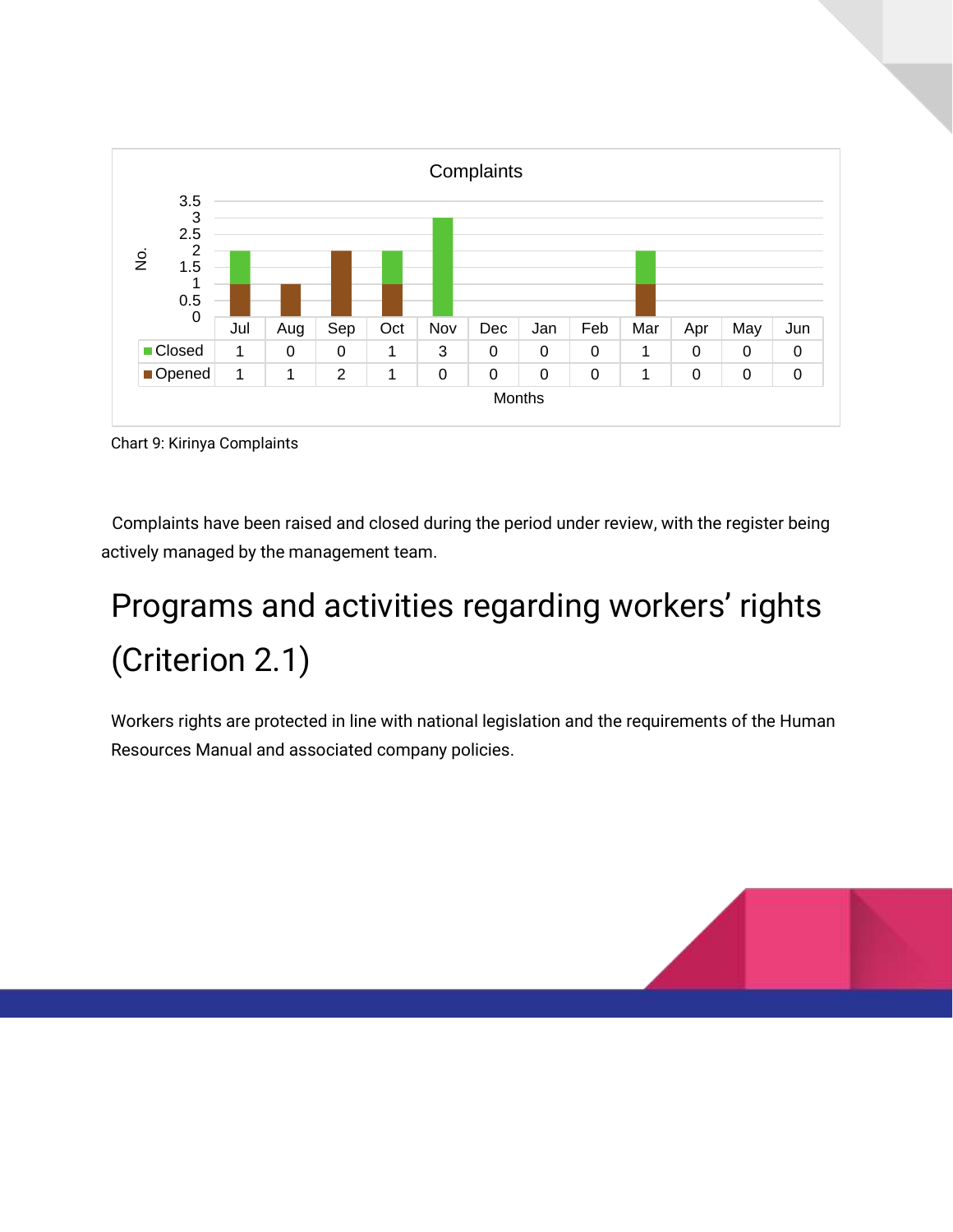**Complaints**

| | Jul | Aug | Sep | Oct | Nov | Dec | Jan | Feb | Mar | Apr | May | Jun |
|---|---|---|---|---|---|---|---|---|---|---|---|---|
| Closed | 1 | 0 | 0 | 1 | 3 | 0 | 0 | 0 | 1 | 0 | 0 | 0 |
| Opened | 1 | 1 | 2 | 1 | 0 | 0 | 0 | 0 | 1 | 0 | 0 | 0 |

Chart 9: Kirinya Complaints

Complaints have been raised and closed during the period under review, with the register being actively managed by the management team.

# Programs and activities regarding workers' rights (Criterion 2.1)

Workers rights are protected in line with national legislation and the requirements of the Human Resources Manual and associated company policies.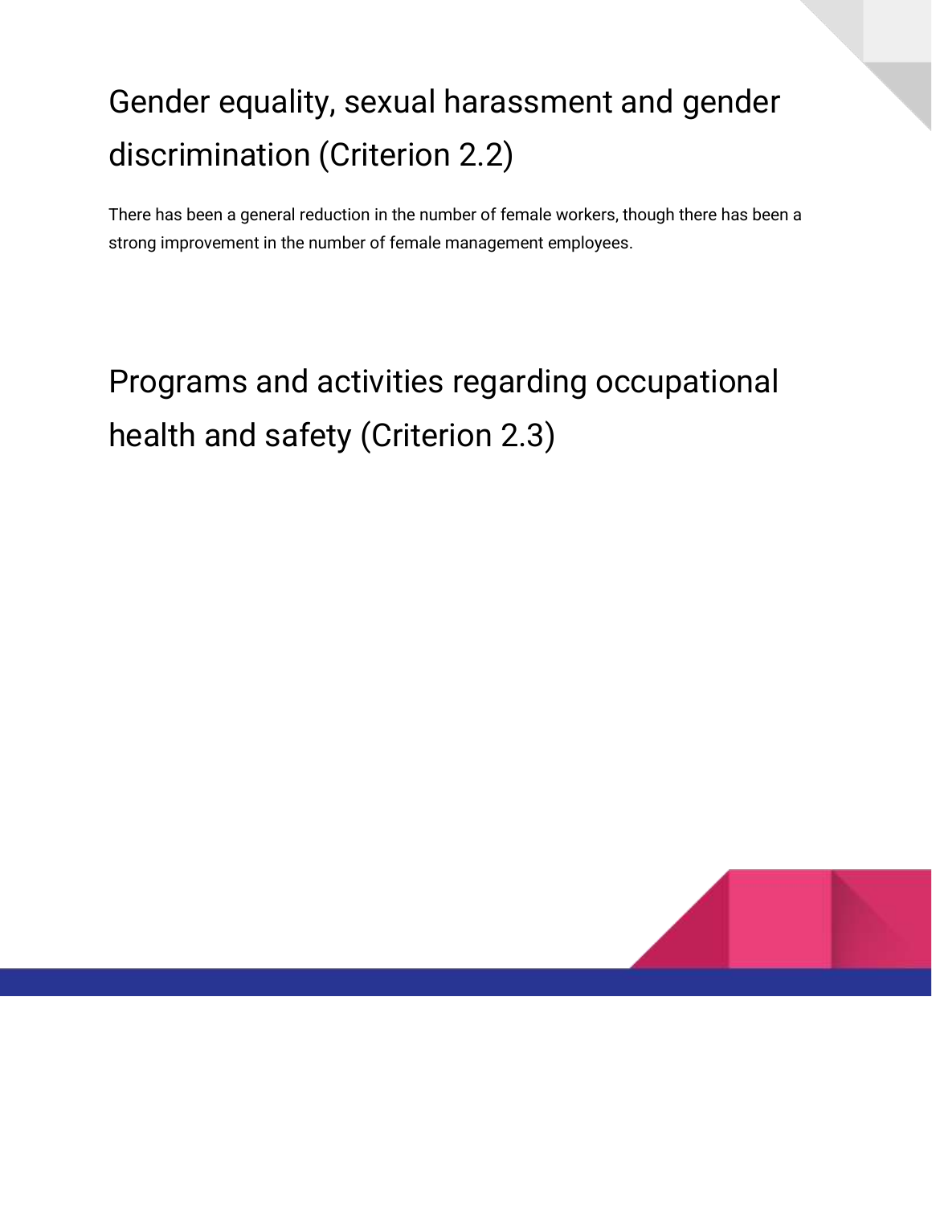## Gender equality, sexual harassment and gender discrimination (Criterion 2.2)

There has been a general reduction in the number of female workers, though there has been a strong improvement in the number of female management employees.

## Programs and activities regarding occupational health and safety (Criterion 2.3)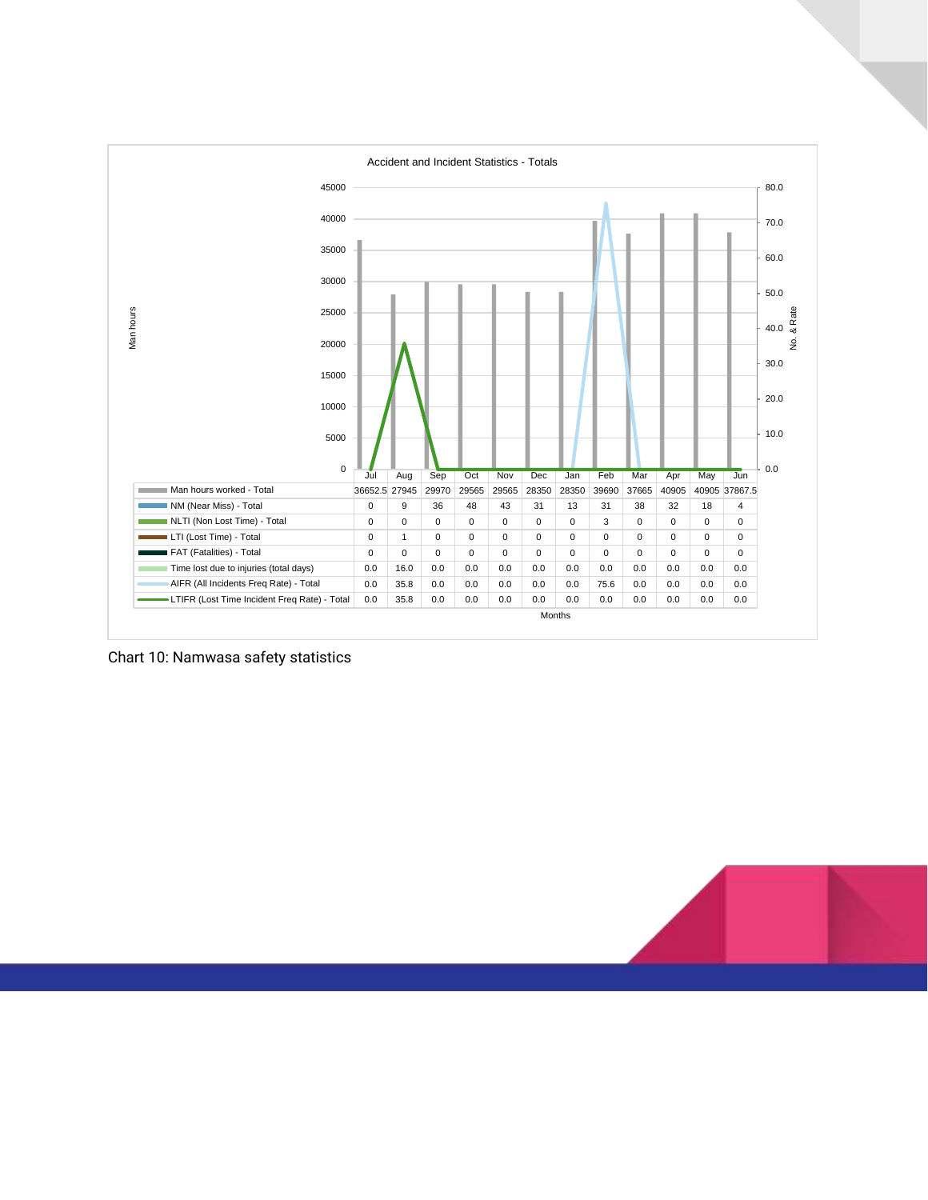Accident and Incident Statistics - Totals

| | Jul | Aug | Sep | Oct | Nov | Dec | Jan | Feb | Mar | Apr | May | Jun |
|---|---|---|---|---|---|---|---|---|---|---|---|---|
| Man hours worked - Total | 36652.5 | 27945 | 29970 | 29565 | 29565 | 28350 | 28350 | 39690 | 37665 | 40905 | 40905 | 37867.5 |
| NM (Near Miss) - Total | 0 | 9 | 36 | 48 | 43 | 31 | 13 | 31 | 38 | 32 | 18 | 4 |
| NLTI (Non Lost Time) - Total | 0 | 0 | 0 | 0 | 0 | 0 | 0 | 3 | 0 | 0 | 0 | 0 |
| LTI (Lost Time) - Total | 0 | 1 | 0 | 0 | 0 | 0 | 0 | 0 | 0 | 0 | 0 | 0 |
| FAT (Fatalities) - Total | 0 | 0 | 0 | 0 | 0 | 0 | 0 | 0 | 0 | 0 | 0 | 0 |
| Time lost due to injuries (total days) | 0.0 | 16.0 | 0.0 | 0.0 | 0.0 | 0.0 | 0.0 | 0.0 | 0.0 | 0.0 | 0.0 | 0.0 |
| AIFR (All Incidents Freq Rate) - Total | 0.0 | 35.8 | 0.0 | 0.0 | 0.0 | 0.0 | 0.0 | 75.6 | 0.0 | 0.0 | 0.0 | 0.0 |
| LTIFR (Lost Time Incident Freq Rate) - Total | 0.0 | 35.8 | 0.0 | 0.0 | 0.0 | 0.0 | 0.0 | 0.0 | 0.0 | 0.0 | 0.0 | 0.0 |

Chart 10: Namwasa safety statistics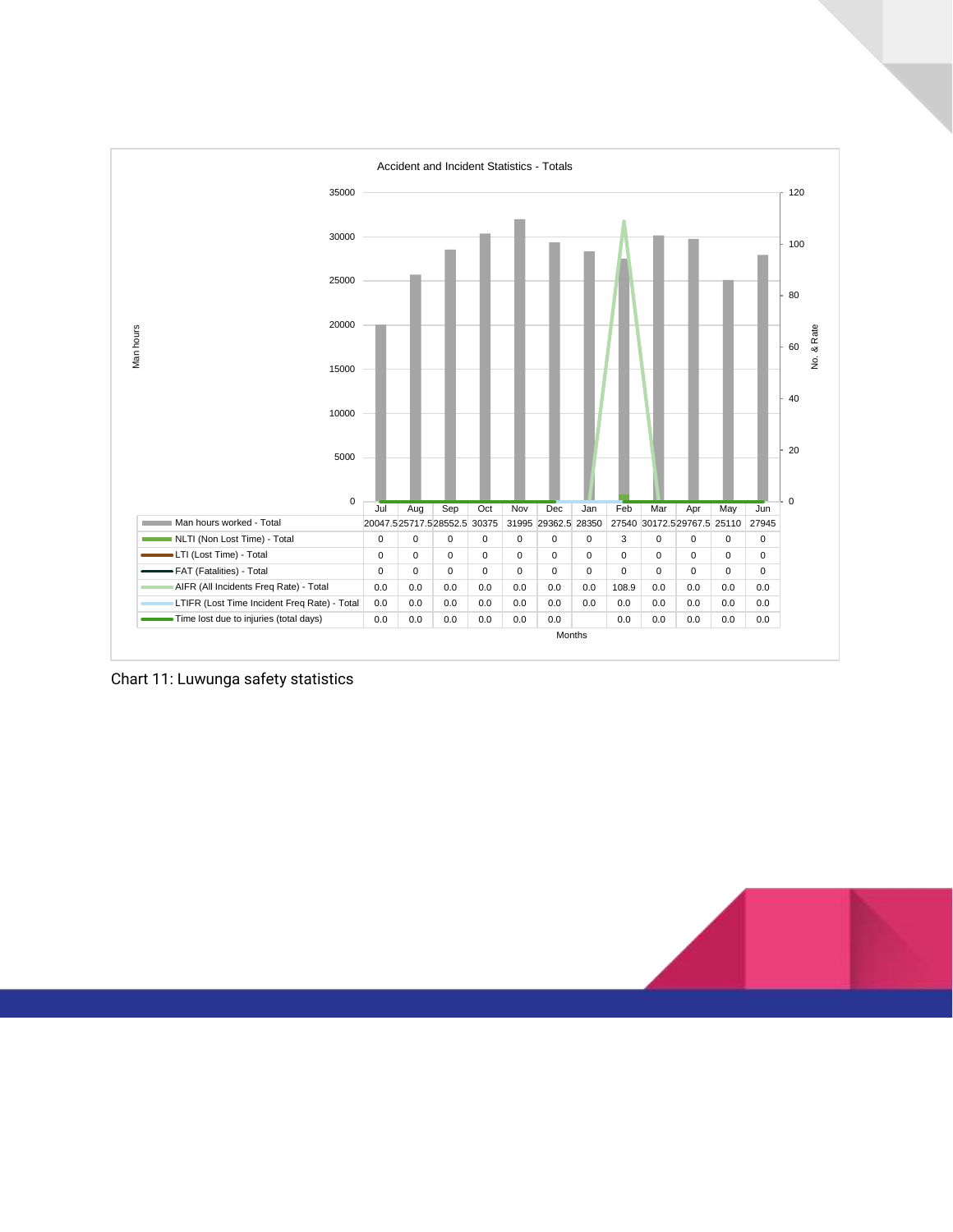Accident and Incident Statistics - Totals

| | Jul | Aug | Sep | Oct | Nov | Dec | Jan | Feb | Mar | Apr | May | Jun |
|---|---|---|---|---|---|---|---|---|---|---|---|---|
| Man hours worked - Total | 20047.5 | 25717.5 | 28552.5 | 30375 | 31995 | 29362.5 | 28350 | 27540 | 30172.5 | 29767.5 | 25110 | 27945 |
| NLTI (Non Lost Time) - Total | 0 | 0 | 0 | 0 | 0 | 0 | 0 | 3 | 0 | 0 | 0 | 0 |
| LTI (Lost Time) - Total | 0 | 0 | 0 | 0 | 0 | 0 | 0 | 0 | 0 | 0 | 0 | 0 |
| FAT (Fatalities) - Total | 0 | 0 | 0 | 0 | 0 | 0 | 0 | 0 | 0 | 0 | 0 | 0 |
| AIFR (All Incidents Freq Rate) - Total | 0.0 | 0.0 | 0.0 | 0.0 | 0.0 | 0.0 | 0.0 | 108.9 | 0.0 | 0.0 | 0.0 | 0.0 |
| LTIFR (Lost Time Incident Freq Rate) - Total | 0.0 | 0.0 | 0.0 | 0.0 | 0.0 | 0.0 | 0.0 | 0.0 | 0.0 | 0.0 | 0.0 | 0.0 |
| Time lost due to injuries (total days) | 0.0 | 0.0 | 0.0 | 0.0 | 0.0 | 0.0 | | 0.0 | 0.0 | 0.0 | 0.0 | 0.0 |

Chart 11: Luwunga safety statistics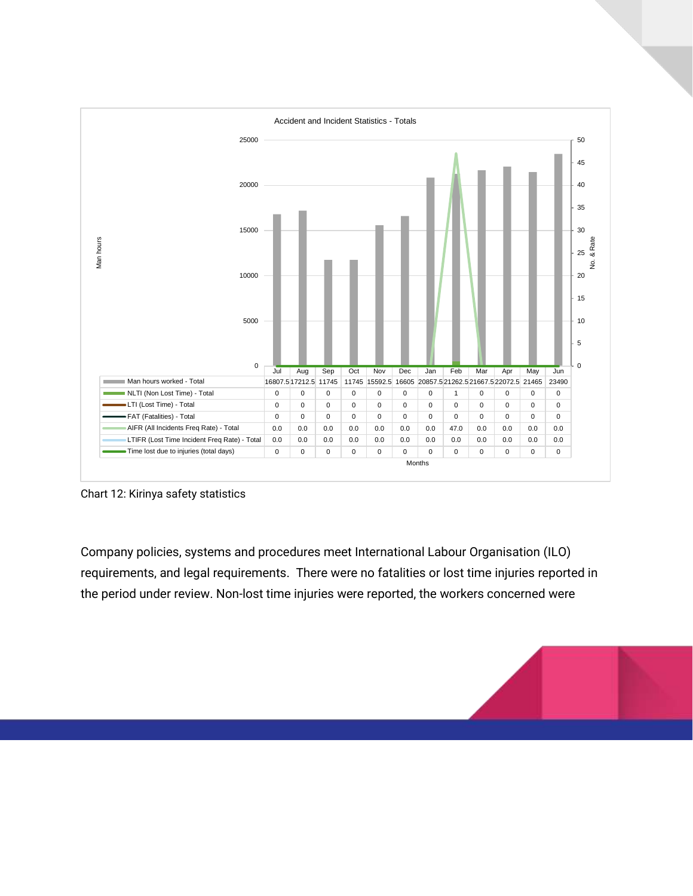Accident and Incident Statistics - Totals

| | Jul | Aug | Sep | Oct | Nov | Dec | Jan | Feb | Mar | Apr | May | Jun |
|---|---|---|---|---|---|---|---|---|---|---|---|---|
| Man hours worked - Total | 16807.5 | 17212.5 | 11745 | 11745 | 15592.5 | 16605 | 20857.5 | 21262.5 | 21667.5 | 22072.5 | 21465 | 23490 |
| NLTI (Non Lost Time) - Total | 0 | 0 | 0 | 0 | 0 | 0 | 0 | 1 | 0 | 0 | 0 | 0 |
| LTI (Lost Time) - Total | 0 | 0 | 0 | 0 | 0 | 0 | 0 | 0 | 0 | 0 | 0 | 0 |
| FAT (Fatalities) - Total | 0 | 0 | 0 | 0 | 0 | 0 | 0 | 0 | 0 | 0 | 0 | 0 |
| AIFR (All Incidents Freq Rate) - Total | 0.0 | 0.0 | 0.0 | 0.0 | 0.0 | 0.0 | 0.0 | 47.0 | 0.0 | 0.0 | 0.0 | 0.0 |
| LTIFR (Lost Time Incident Freq Rate) - Total | 0.0 | 0.0 | 0.0 | 0.0 | 0.0 | 0.0 | 0.0 | 0.0 | 0.0 | 0.0 | 0.0 | 0.0 |
| Time lost due to injuries (total days) | 0 | 0 | 0 | 0 | 0 | 0 | 0 | 0 | 0 | 0 | 0 | 0 |

Chart 12: Kirinya safety statistics

Company policies, systems and procedures meet International Labour Organisation (ILO) requirements, and legal requirements. There were no fatalities or lost time injuries reported in the period under review. Non-lost time injuries were reported, the workers concerned were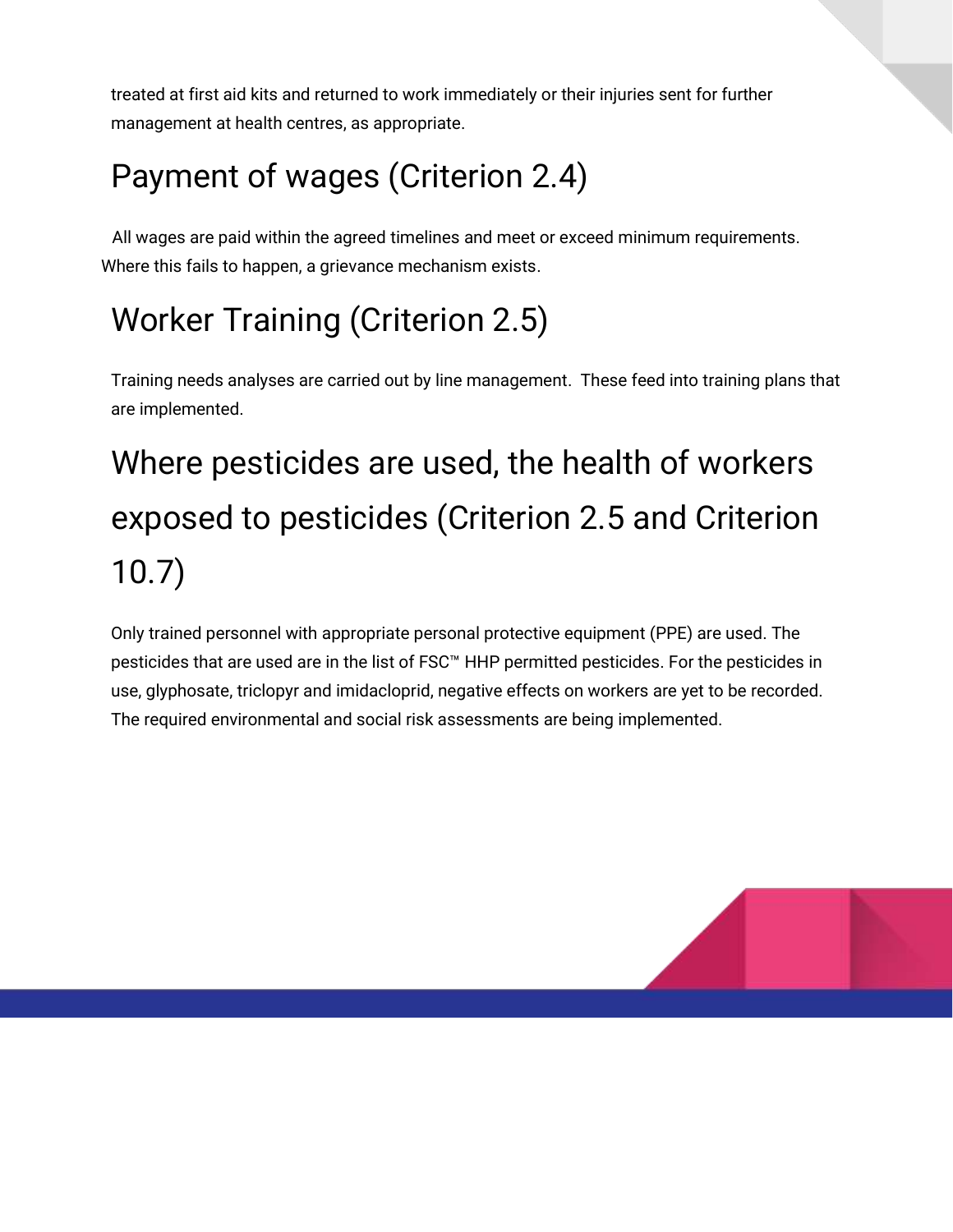treated at first aid kits and returned to work immediately or their injuries sent for further management at health centres, as appropriate.

## Payment of wages (Criterion 2.4)

All wages are paid within the agreed timelines and meet or exceed minimum requirements. Where this fails to happen, a grievance mechanism exists.

## Worker Training (Criterion 2.5)

Training needs analyses are carried out by line management. These feed into training plans that are implemented.

## Where pesticides are used, the health of workers exposed to pesticides (Criterion 2.5 and Criterion 10.7)

Only trained personnel with appropriate personal protective equipment (PPE) are used. The pesticides that are used are in the list of FSC™ HHP permitted pesticides. For the pesticides in use, glyphosate, triclopyr and imidacloprid, negative effects on workers are yet to be recorded. The required environmental and social risk assessments are being implemented.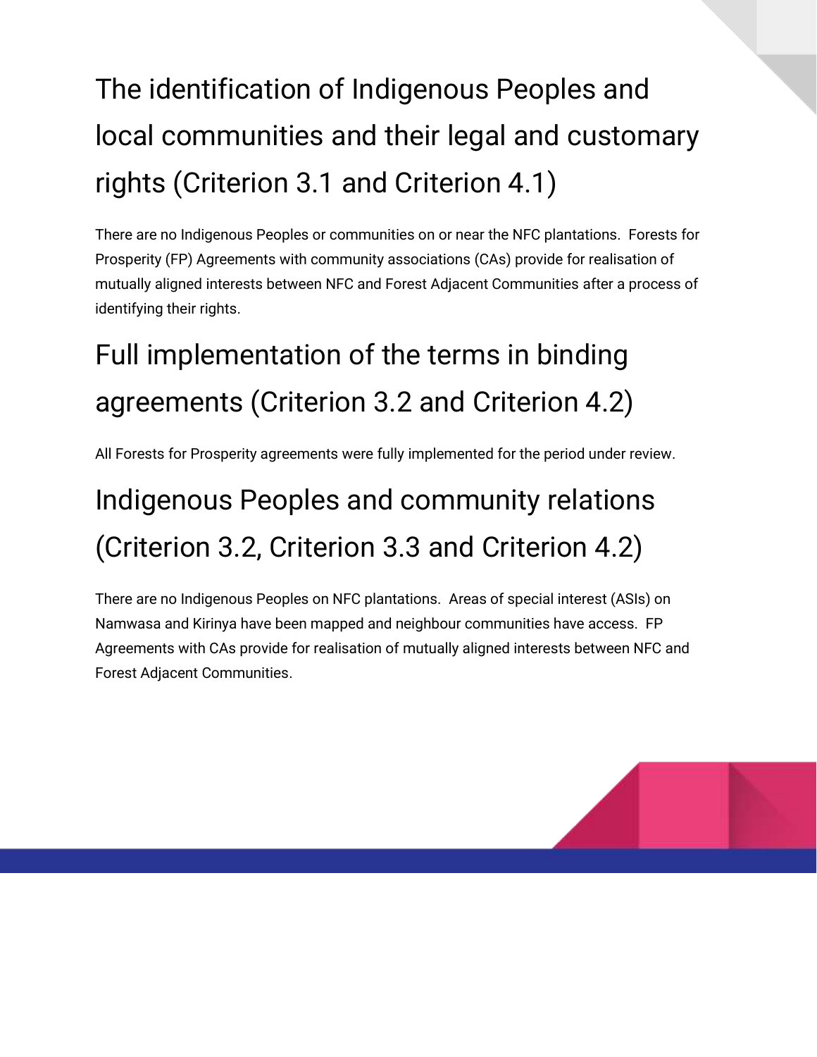## The identification of Indigenous Peoples and local communities and their legal and customary rights (Criterion 3.1 and Criterion 4.1)

There are no Indigenous Peoples or communities on or near the NFC plantations. Forests for Prosperity (FP) Agreements with community associations (CAs) provide for realisation of mutually aligned interests between NFC and Forest Adjacent Communities after a process of identifying their rights.

## Full implementation of the terms in binding agreements (Criterion 3.2 and Criterion 4.2)

All Forests for Prosperity agreements were fully implemented for the period under review.

## Indigenous Peoples and community relations (Criterion 3.2, Criterion 3.3 and Criterion 4.2)

There are no Indigenous Peoples on NFC plantations. Areas of special interest (ASIs) on Namwasa and Kirinya have been mapped and neighbour communities have access. FP Agreements with CAs provide for realisation of mutually aligned interests between NFC and Forest Adjacent Communities.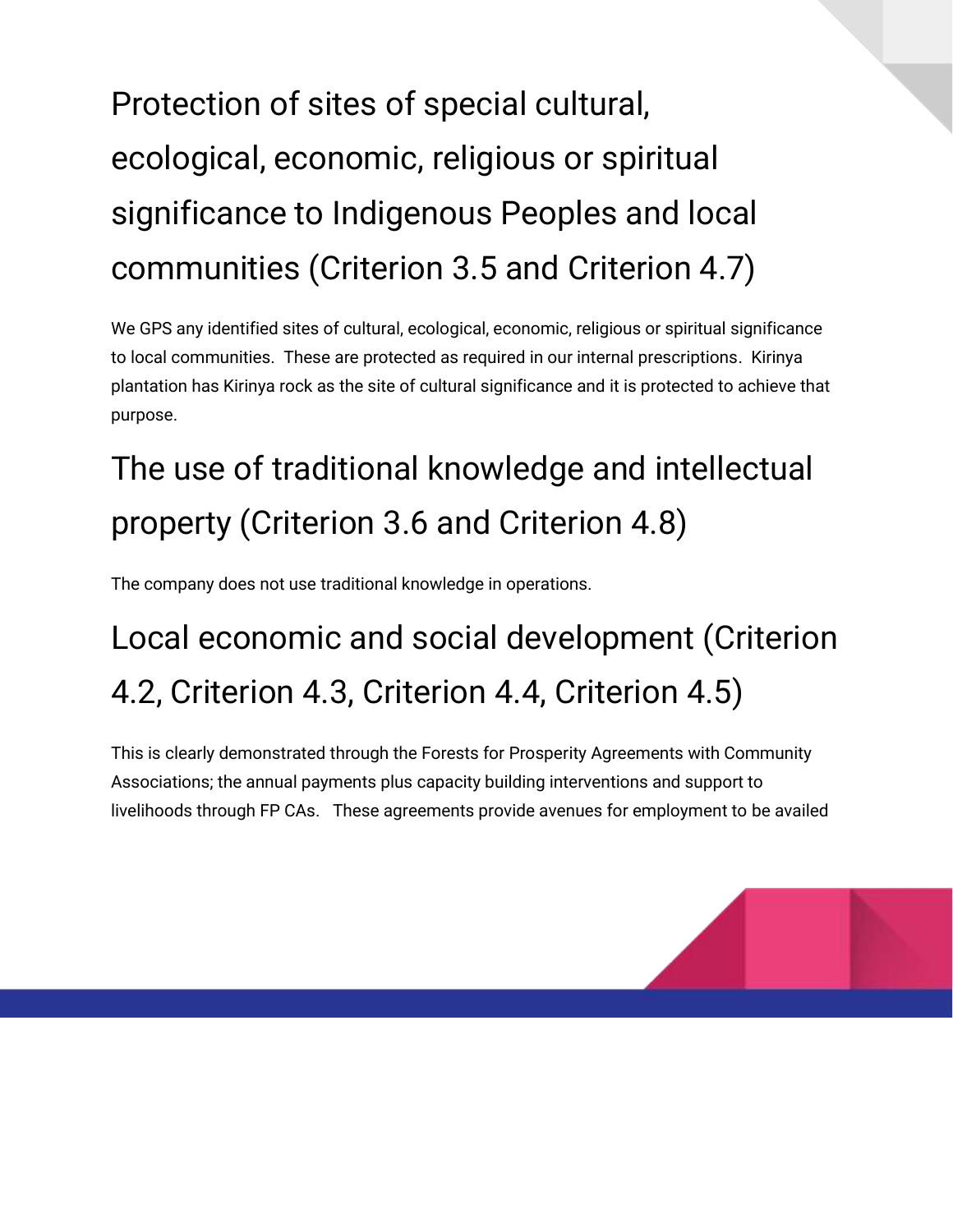## Protection of sites of special cultural, ecological, economic, religious or spiritual significance to Indigenous Peoples and local communities (Criterion 3.5 and Criterion 4.7)

We GPS any identified sites of cultural, ecological, economic, religious or spiritual significance to local communities. These are protected as required in our internal prescriptions. Kirinya plantation has Kirinya rock as the site of cultural significance and it is protected to achieve that purpose.

## The use of traditional knowledge and intellectual property (Criterion 3.6 and Criterion 4.8)

The company does not use traditional knowledge in operations.

## Local economic and social development (Criterion 4.2, Criterion 4.3, Criterion 4.4, Criterion 4.5)

This is clearly demonstrated through the Forests for Prosperity Agreements with Community Associations; the annual payments plus capacity building interventions and support to livelihoods through FP CAs. These agreements provide avenues for employment to be availed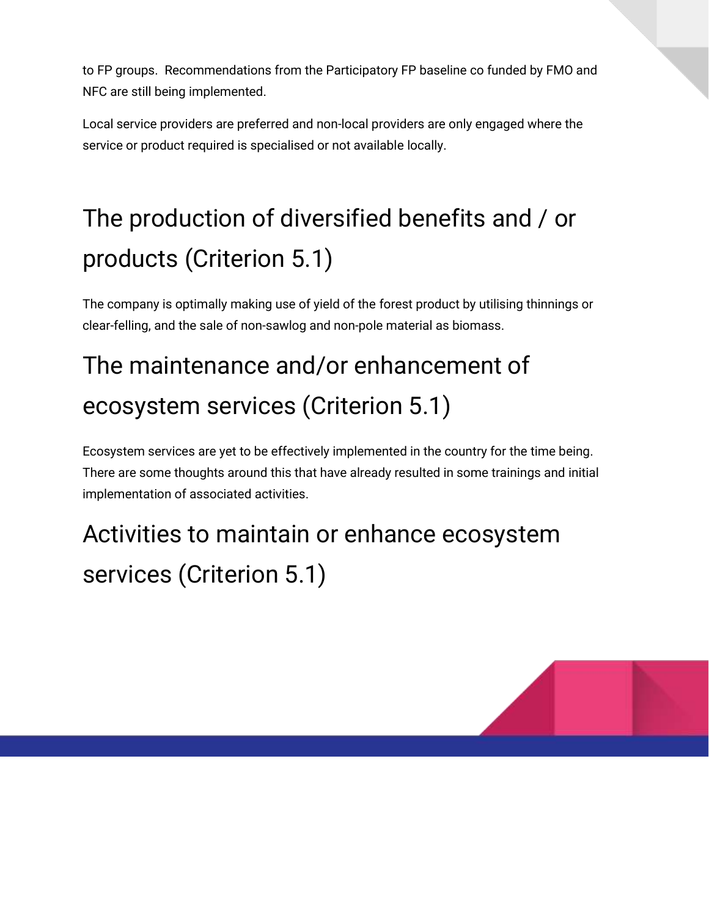to FP groups. Recommendations from the Participatory FP baseline co funded by FMO and NFC are still being implemented.

Local service providers are preferred and non-local providers are only engaged where the service or product required is specialised or not available locally.

## The production of diversified benefits and / or products (Criterion 5.1)

The company is optimally making use of yield of the forest product by utilising thinnings or clear-felling, and the sale of non-sawlog and non-pole material as biomass.

## The maintenance and/or enhancement of ecosystem services (Criterion 5.1)

Ecosystem services are yet to be effectively implemented in the country for the time being. There are some thoughts around this that have already resulted in some trainings and initial implementation of associated activities.

## Activities to maintain or enhance ecosystem services (Criterion 5.1)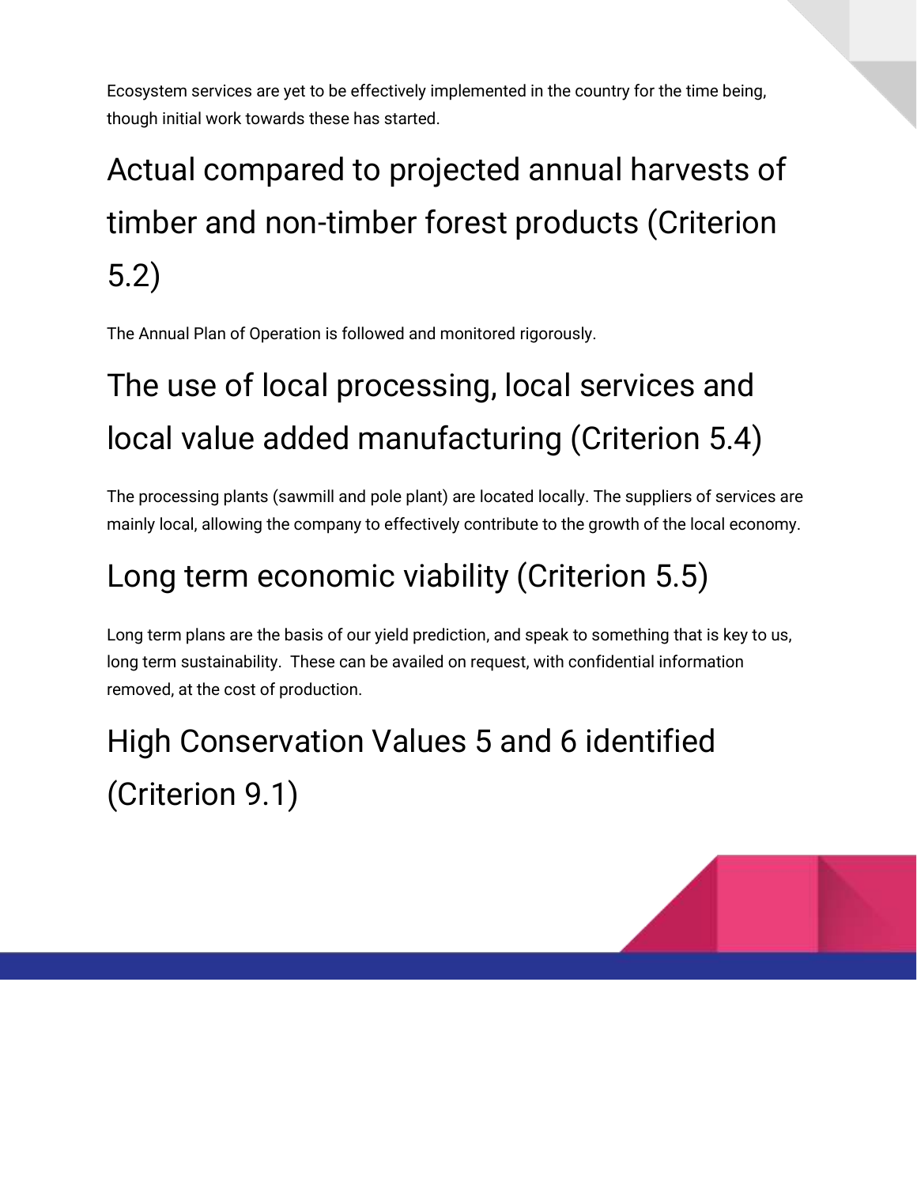Ecosystem services are yet to be effectively implemented in the country for the time being, though initial work towards these has started.

# Actual compared to projected annual harvests of timber and non-timber forest products (Criterion 5.2)

The Annual Plan of Operation is followed and monitored rigorously.

# The use of local processing, local services and local value added manufacturing (Criterion 5.4)

The processing plants (sawmill and pole plant) are located locally. The suppliers of services are mainly local, allowing the company to effectively contribute to the growth of the local economy.

# Long term economic viability (Criterion 5.5)

Long term plans are the basis of our yield prediction, and speak to something that is key to us, long term sustainability. These can be availed on request, with confidential information removed, at the cost of production.

# High Conservation Values 5 and 6 identified (Criterion 9.1)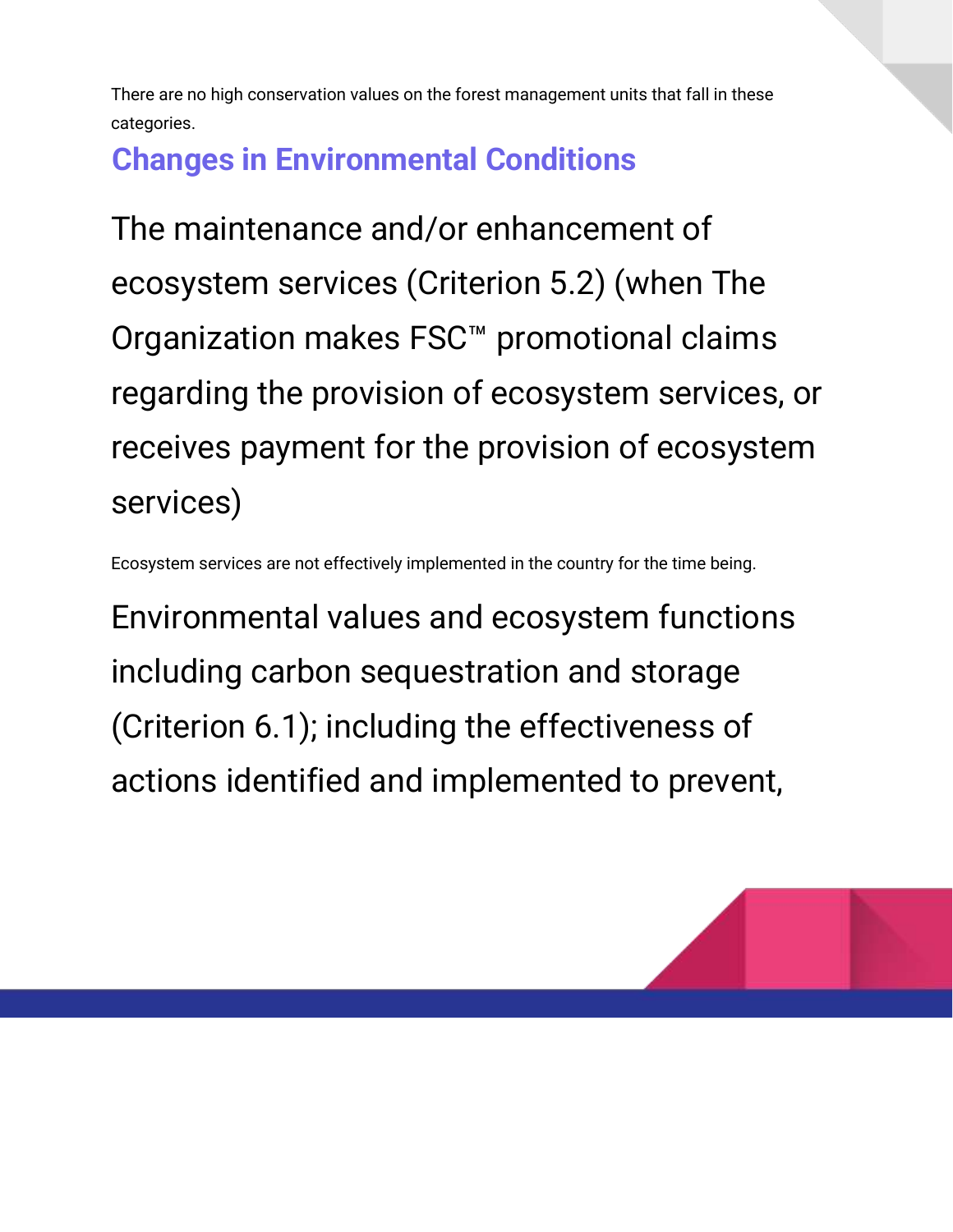There are no high conservation values on the forest management units that fall in these categories.

## Changes in Environmental Conditions

### The maintenance and/or enhancement of ecosystem services (Criterion 5.2) (when The Organization makes FSC™ promotional claims regarding the provision of ecosystem services, or receives payment for the provision of ecosystem services)

Ecosystem services are not effectively implemented in the country for the time being.

### Environmental values and ecosystem functions including carbon sequestration and storage (Criterion 6.1); including the effectiveness of actions identified and implemented to prevent,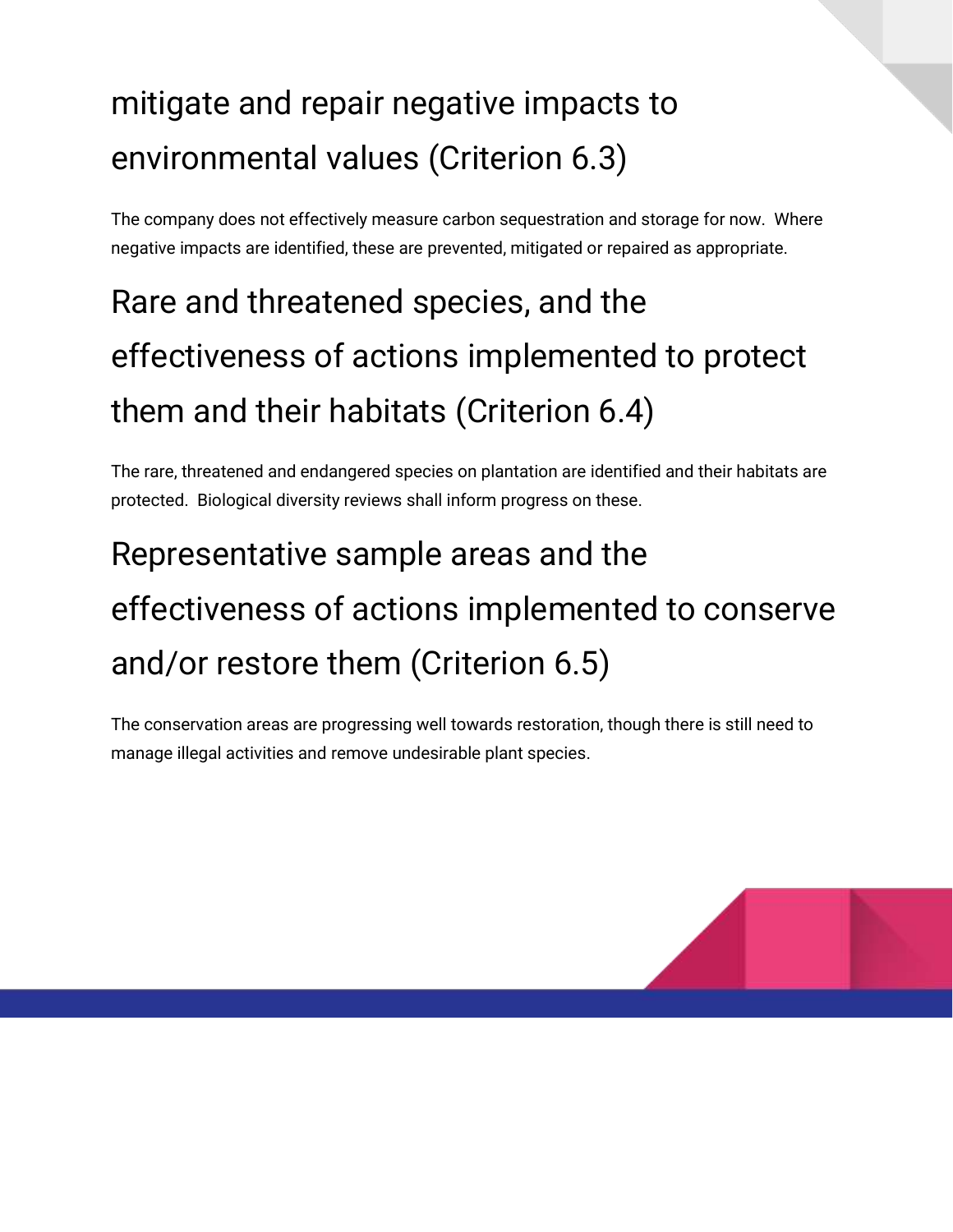## mitigate and repair negative impacts to environmental values (Criterion 6.3)

The company does not effectively measure carbon sequestration and storage for now. Where negative impacts are identified, these are prevented, mitigated or repaired as appropriate.

## Rare and threatened species, and the effectiveness of actions implemented to protect them and their habitats (Criterion 6.4)

The rare, threatened and endangered species on plantation are identified and their habitats are protected. Biological diversity reviews shall inform progress on these.

## Representative sample areas and the effectiveness of actions implemented to conserve and/or restore them (Criterion 6.5)

The conservation areas are progressing well towards restoration, though there is still need to manage illegal activities and remove undesirable plant species.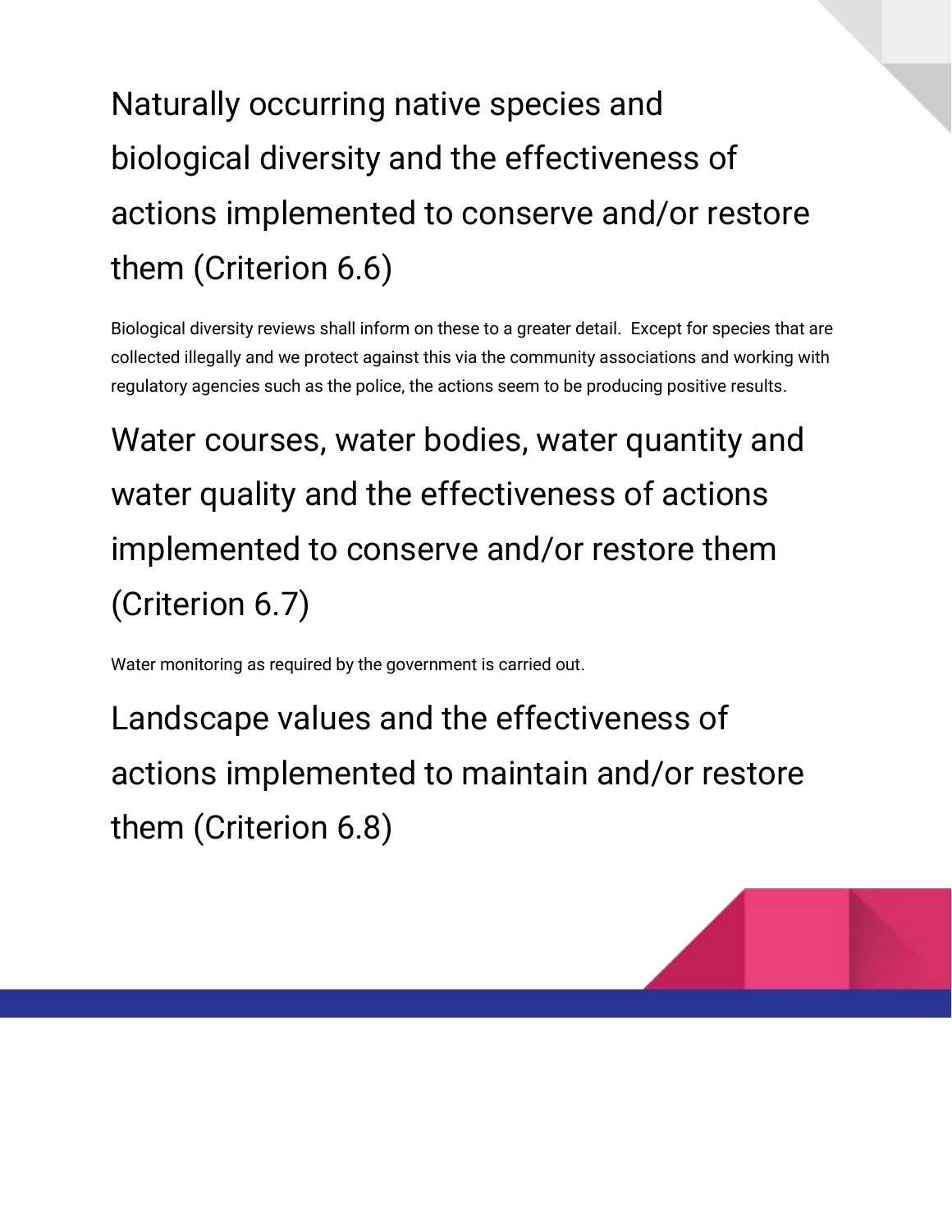# Naturally occurring native species and biological diversity and the effectiveness of actions implemented to conserve and/or restore them (Criterion 6.6)

Biological diversity reviews shall inform on these to a greater detail.  Except for species that are collected illegally and we protect against this via the community associations and working with regulatory agencies such as the police, the actions seem to be producing positive results.

# Water courses, water bodies, water quantity and water quality and the effectiveness of actions implemented to conserve and/or restore them (Criterion 6.7)

Water monitoring as required by the government is carried out.

# Landscape values and the effectiveness of actions implemented to maintain and/or restore them (Criterion 6.8)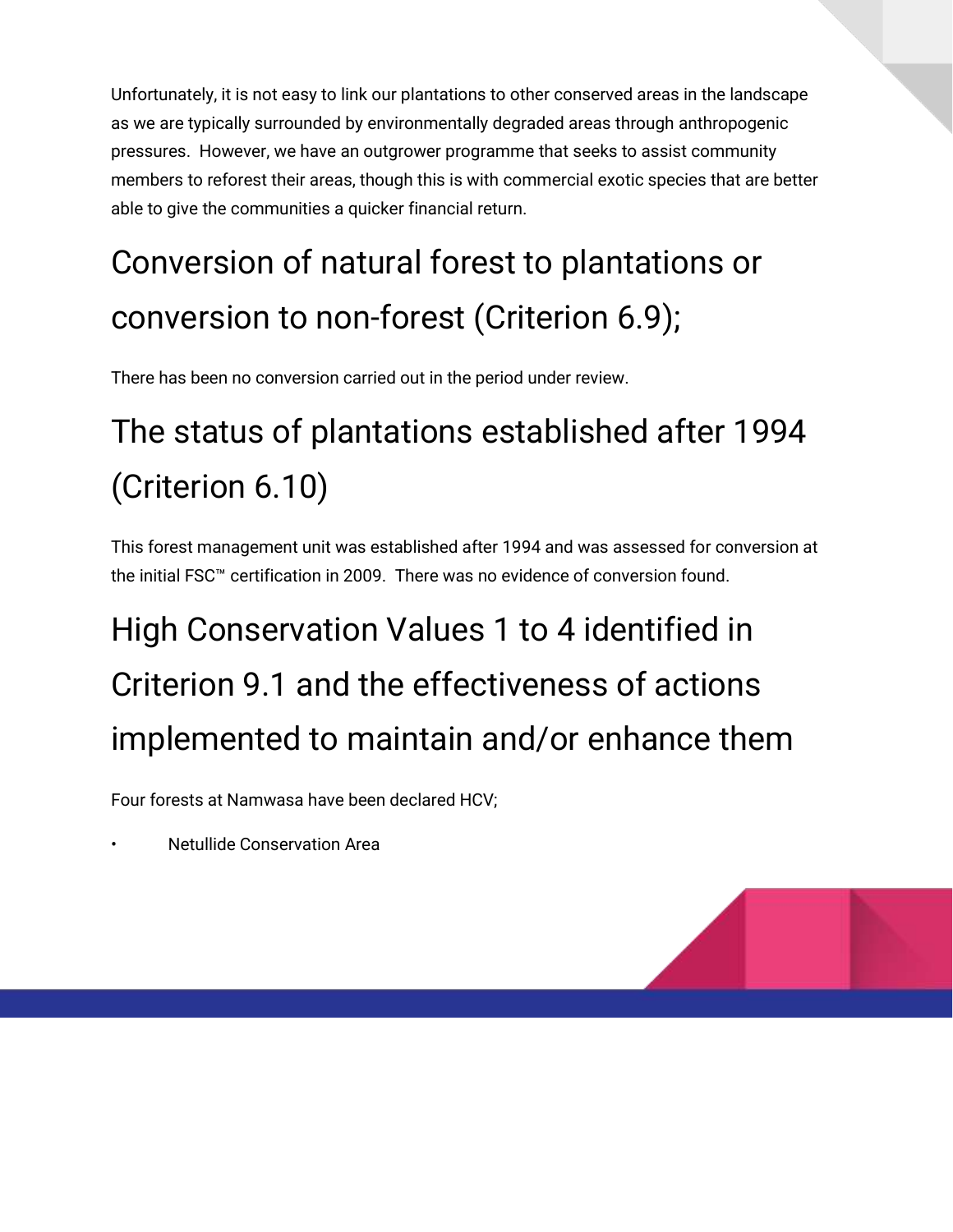Unfortunately, it is not easy to link our plantations to other conserved areas in the landscape as we are typically surrounded by environmentally degraded areas through anthropogenic pressures. However, we have an outgrower programme that seeks to assist community members to reforest their areas, though this is with commercial exotic species that are better able to give the communities a quicker financial return.

## Conversion of natural forest to plantations or conversion to non-forest (Criterion 6.9);

There has been no conversion carried out in the period under review.

## The status of plantations established after 1994 (Criterion 6.10)

This forest management unit was established after 1994 and was assessed for conversion at the initial FSC™ certification in 2009. There was no evidence of conversion found.

## High Conservation Values 1 to 4 identified in Criterion 9.1 and the effectiveness of actions implemented to maintain and/or enhance them

Four forests at Namwasa have been declared HCV;

- Netullide Conservation Area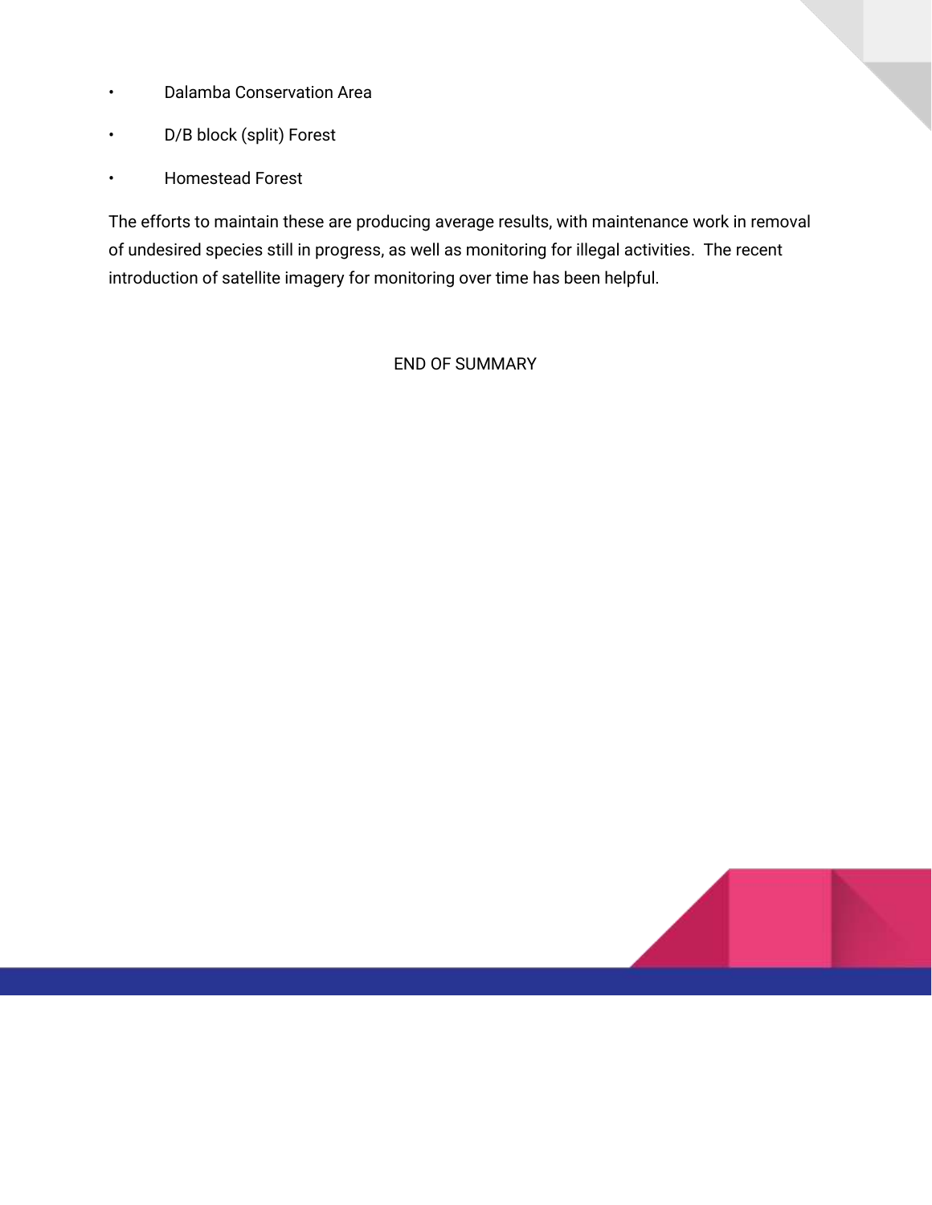- Dalamba Conservation Area
- D/B block (split) Forest
- Homestead Forest

The efforts to maintain these are producing average results, with maintenance work in removal of undesired species still in progress, as well as monitoring for illegal activities.  The recent introduction of satellite imagery for monitoring over time has been helpful.

END OF SUMMARY